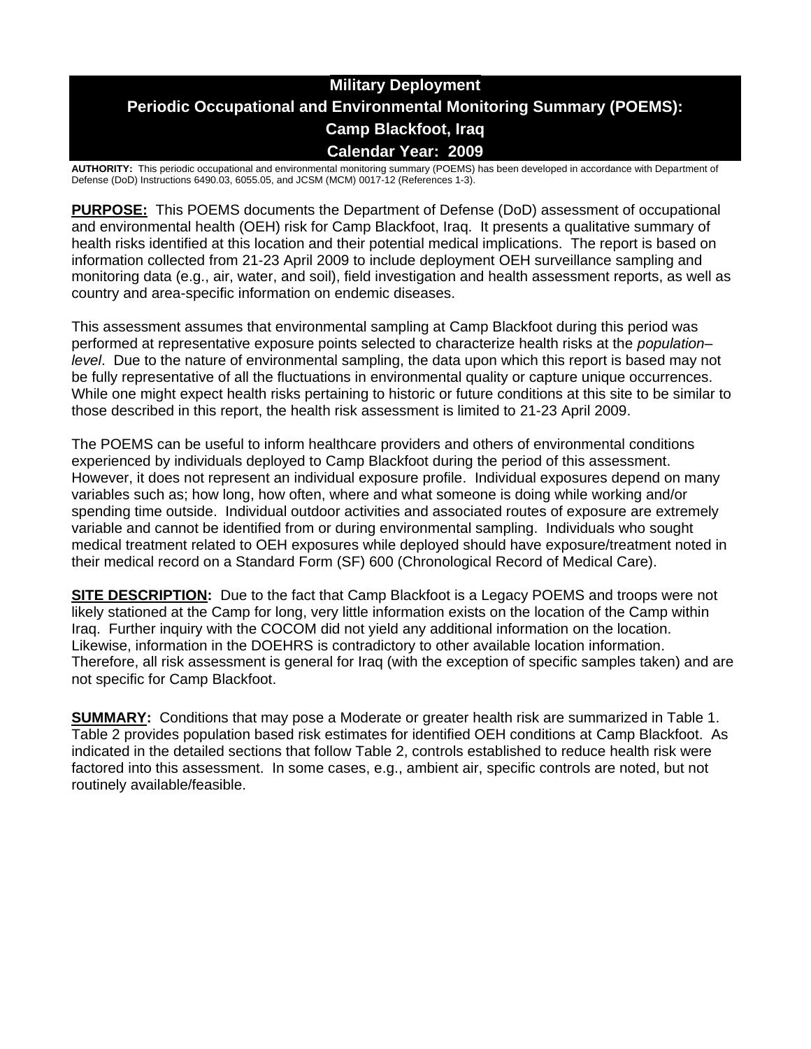# Military Deployment
# Periodic Occupational and Environmental Monitoring Summary (POEMS): Camp Blackfoot, Iraq
# Calendar Year: 2009

**AUTHORITY:** This periodic occupational and environmental monitoring summary (POEMS) has been developed in accordance with Department of Defense (DoD) Instructions 6490.03, 6055.05, and JCSM (MCM) 0017-12 (References 1-3).

**PURPOSE:** This POEMS documents the Department of Defense (DoD) assessment of occupational and environmental health (OEH) risk for Camp Blackfoot, Iraq. It presents a qualitative summary of health risks identified at this location and their potential medical implications. The report is based on information collected from 21-23 April 2009 to include deployment OEH surveillance sampling and monitoring data (e.g., air, water, and soil), field investigation and health assessment reports, as well as country and area-specific information on endemic diseases.

This assessment assumes that environmental sampling at Camp Blackfoot during this period was performed at representative exposure points selected to characterize health risks at the *population–level*. Due to the nature of environmental sampling, the data upon which this report is based may not be fully representative of all the fluctuations in environmental quality or capture unique occurrences. While one might expect health risks pertaining to historic or future conditions at this site to be similar to those described in this report, the health risk assessment is limited to 21-23 April 2009.

The POEMS can be useful to inform healthcare providers and others of environmental conditions experienced by individuals deployed to Camp Blackfoot during the period of this assessment. However, it does not represent an individual exposure profile. Individual exposures depend on many variables such as; how long, how often, where and what someone is doing while working and/or spending time outside. Individual outdoor activities and associated routes of exposure are extremely variable and cannot be identified from or during environmental sampling. Individuals who sought medical treatment related to OEH exposures while deployed should have exposure/treatment noted in their medical record on a Standard Form (SF) 600 (Chronological Record of Medical Care).

**SITE DESCRIPTION:** Due to the fact that Camp Blackfoot is a Legacy POEMS and troops were not likely stationed at the Camp for long, very little information exists on the location of the Camp within Iraq. Further inquiry with the COCOM did not yield any additional information on the location. Likewise, information in the DOEHRS is contradictory to other available location information. Therefore, all risk assessment is general for Iraq (with the exception of specific samples taken) and are not specific for Camp Blackfoot.

**SUMMARY:** Conditions that may pose a Moderate or greater health risk are summarized in Table 1. Table 2 provides population based risk estimates for identified OEH conditions at Camp Blackfoot. As indicated in the detailed sections that follow Table 2, controls established to reduce health risk were factored into this assessment. In some cases, e.g., ambient air, specific controls are noted, but not routinely available/feasible.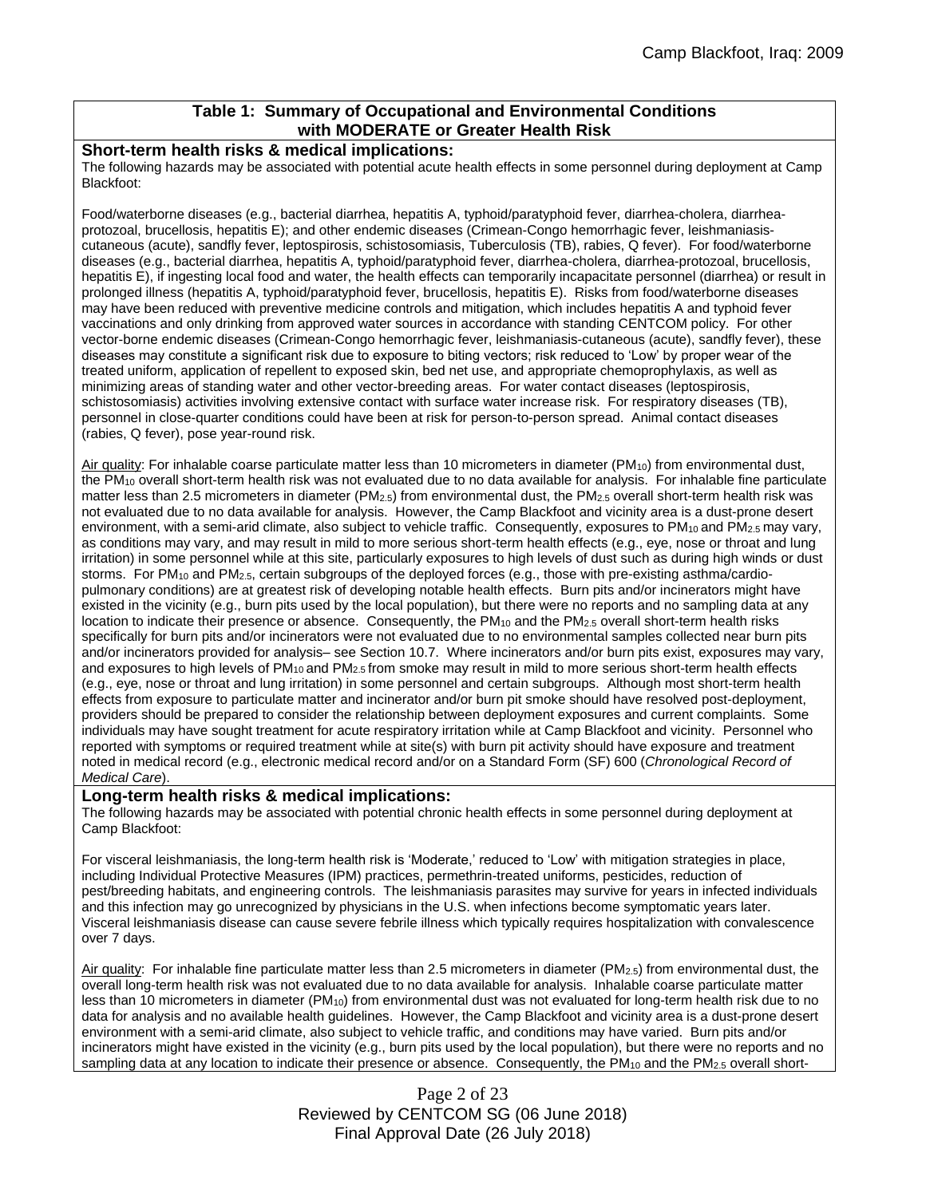**Table 1: Summary of Occupational and Environmental Conditions with MODERATE or Greater Health Risk**

**Short-term health risks & medical implications:**

The following hazards may be associated with potential acute health effects in some personnel during deployment at Camp Blackfoot:

Food/waterborne diseases (e.g., bacterial diarrhea, hepatitis A, typhoid/paratyphoid fever, diarrhea-cholera, diarrhea-protozoal, brucellosis, hepatitis E); and other endemic diseases (Crimean-Congo hemorrhagic fever, leishmaniasis-cutaneous (acute), sandfly fever, leptospirosis, schistosomiasis, Tuberculosis (TB), rabies, Q fever). For food/waterborne diseases (e.g., bacterial diarrhea, hepatitis A, typhoid/paratyphoid fever, diarrhea-cholera, diarrhea-protozoal, brucellosis, hepatitis E), if ingesting local food and water, the health effects can temporarily incapacitate personnel (diarrhea) or result in prolonged illness (hepatitis A, typhoid/paratyphoid fever, brucellosis, hepatitis E). Risks from food/waterborne diseases may have been reduced with preventive medicine controls and mitigation, which includes hepatitis A and typhoid fever vaccinations and only drinking from approved water sources in accordance with standing CENTCOM policy. For other vector-borne endemic diseases (Crimean-Congo hemorrhagic fever, leishmaniasis-cutaneous (acute), sandfly fever), these diseases may constitute a significant risk due to exposure to biting vectors; risk reduced to 'Low' by proper wear of the treated uniform, application of repellent to exposed skin, bed net use, and appropriate chemoprophylaxis, as well as minimizing areas of standing water and other vector-breeding areas. For water contact diseases (leptospirosis, schistosomiasis) activities involving extensive contact with surface water increase risk. For respiratory diseases (TB), personnel in close-quarter conditions could have been at risk for person-to-person spread. Animal contact diseases (rabies, Q fever), pose year-round risk.

Air quality: For inhalable coarse particulate matter less than 10 micrometers in diameter ($PM_{10}$) from environmental dust, the $PM_{10}$ overall short-term health risk was not evaluated due to no data available for analysis. For inhalable fine particulate matter less than 2.5 micrometers in diameter ($PM_{2.5}$) from environmental dust, the $PM_{2.5}$ overall short-term health risk was not evaluated due to no data available for analysis. However, the Camp Blackfoot and vicinity area is a dust-prone desert environment, with a semi-arid climate, also subject to vehicle traffic. Consequently, exposures to $PM_{10}$ and $PM_{2.5}$ may vary, as conditions may vary, and may result in mild to more serious short-term health effects (e.g., eye, nose or throat and lung irritation) in some personnel while at this site, particularly exposures to high levels of dust such as during high winds or dust storms. For $PM_{10}$ and $PM_{2.5}$, certain subgroups of the deployed forces (e.g., those with pre-existing asthma/cardio-pulmonary conditions) are at greatest risk of developing notable health effects. Burn pits and/or incinerators might have existed in the vicinity (e.g., burn pits used by the local population), but there were no reports and no sampling data at any location to indicate their presence or absence. Consequently, the $PM_{10}$ and the $PM_{2.5}$ overall short-term health risks specifically for burn pits and/or incinerators were not evaluated due to no environmental samples collected near burn pits and/or incinerators provided for analysis– see Section 10.7. Where incinerators and/or burn pits exist, exposures may vary, and exposures to high levels of $PM_{10}$ and $PM_{2.5}$ from smoke may result in mild to more serious short-term health effects (e.g., eye, nose or throat and lung irritation) in some personnel and certain subgroups. Although most short-term health effects from exposure to particulate matter and incinerator and/or burn pit smoke should have resolved post-deployment, providers should be prepared to consider the relationship between deployment exposures and current complaints. Some individuals may have sought treatment for acute respiratory irritation while at Camp Blackfoot and vicinity. Personnel who reported with symptoms or required treatment while at site(s) with burn pit activity should have exposure and treatment noted in medical record (e.g., electronic medical record and/or on a Standard Form (SF) 600 (*Chronological Record of Medical Care*).

**Long-term health risks & medical implications:**

The following hazards may be associated with potential chronic health effects in some personnel during deployment at Camp Blackfoot:

For visceral leishmaniasis, the long-term health risk is 'Moderate,' reduced to 'Low' with mitigation strategies in place, including Individual Protective Measures (IPM) practices, permethrin-treated uniforms, pesticides, reduction of pest/breeding habitats, and engineering controls. The leishmaniasis parasites may survive for years in infected individuals and this infection may go unrecognized by physicians in the U.S. when infections become symptomatic years later. Visceral leishmaniasis disease can cause severe febrile illness which typically requires hospitalization with convalescence over 7 days.

Air quality: For inhalable fine particulate matter less than 2.5 micrometers in diameter ($PM_{2.5}$) from environmental dust, the overall long-term health risk was not evaluated due to no data available for analysis. Inhalable coarse particulate matter less than 10 micrometers in diameter ($PM_{10}$) from environmental dust was not evaluated for long-term health risk due to no data for analysis and no available health guidelines. However, the Camp Blackfoot and vicinity area is a dust-prone desert environment with a semi-arid climate, also subject to vehicle traffic, and conditions may have varied. Burn pits and/or incinerators might have existed in the vicinity (e.g., burn pits used by the local population), but there were no reports and no sampling data at any location to indicate their presence or absence. Consequently, the $PM_{10}$ and the $PM_{2.5}$ overall short-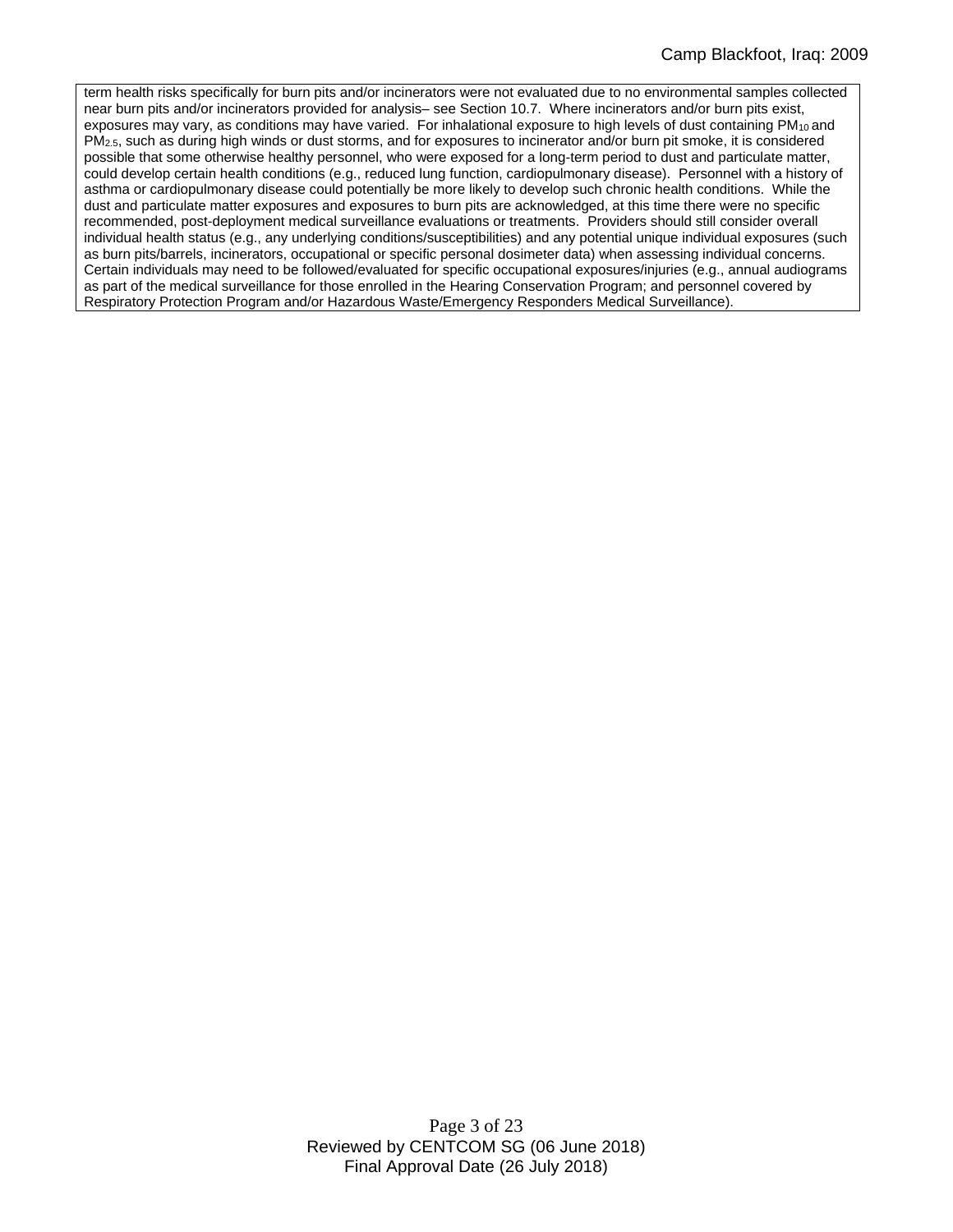term health risks specifically for burn pits and/or incinerators were not evaluated due to no environmental samples collected near burn pits and/or incinerators provided for analysis– see Section 10.7. Where incinerators and/or burn pits exist, exposures may vary, as conditions may have varied. For inhalational exposure to high levels of dust containing $PM_{10}$ and $PM_{2.5}$, such as during high winds or dust storms, and for exposures to incinerator and/or burn pit smoke, it is considered possible that some otherwise healthy personnel, who were exposed for a long-term period to dust and particulate matter, could develop certain health conditions (e.g., reduced lung function, cardiopulmonary disease). Personnel with a history of asthma or cardiopulmonary disease could potentially be more likely to develop such chronic health conditions. While the dust and particulate matter exposures and exposures to burn pits are acknowledged, at this time there were no specific recommended, post-deployment medical surveillance evaluations or treatments. Providers should still consider overall individual health status (e.g., any underlying conditions/susceptibilities) and any potential unique individual exposures (such as burn pits/barrels, incinerators, occupational or specific personal dosimeter data) when assessing individual concerns. Certain individuals may need to be followed/evaluated for specific occupational exposures/injuries (e.g., annual audiograms as part of the medical surveillance for those enrolled in the Hearing Conservation Program; and personnel covered by Respiratory Protection Program and/or Hazardous Waste/Emergency Responders Medical Surveillance).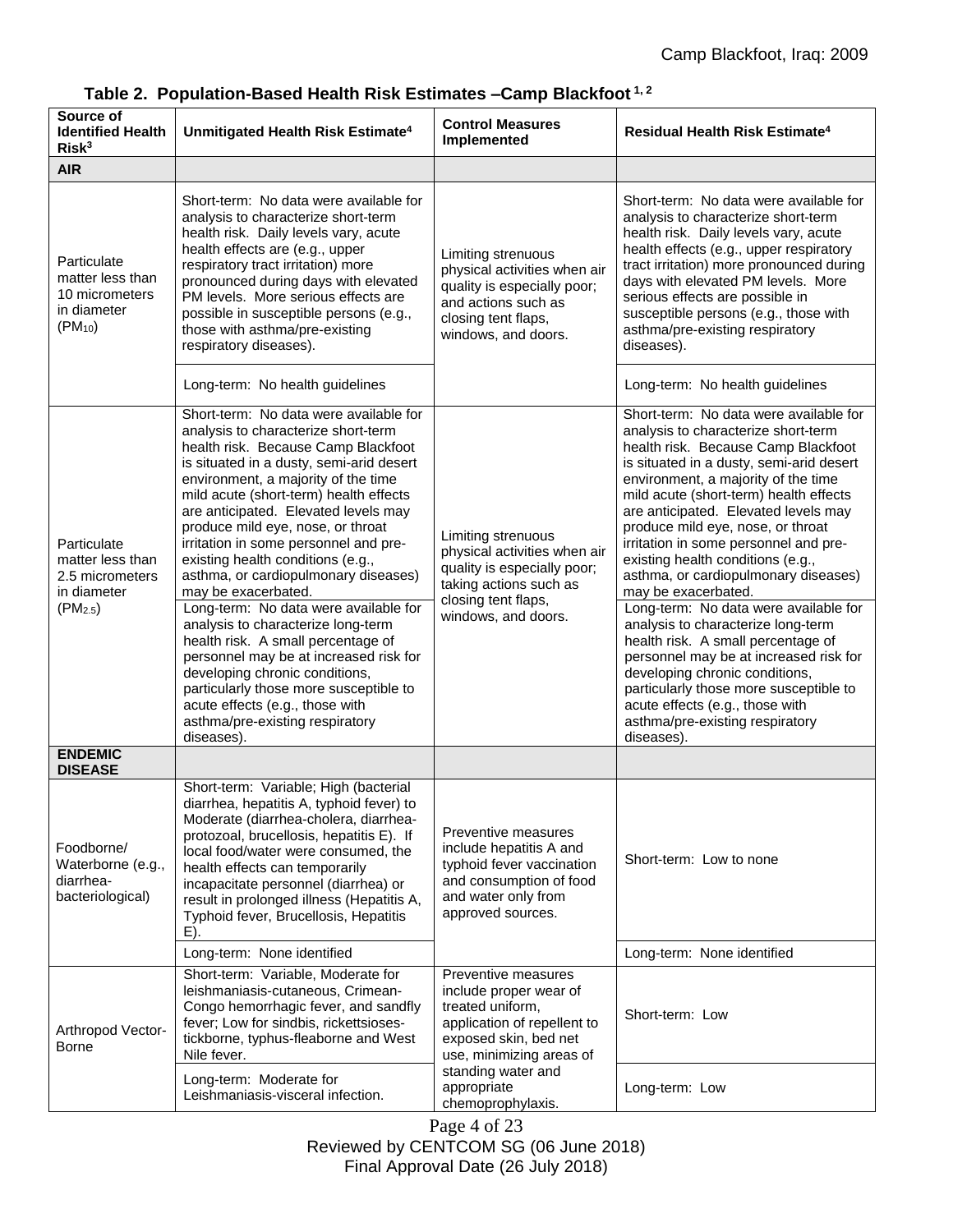**Table 2. Population-Based Health Risk Estimates –Camp Blackfoot [1, 2]**

| Source of Identified Health Risk[3] | Unmitigated Health Risk Estimate[4] | Control Measures Implemented | Residual Health Risk Estimate[4] |
|---|---|---|---|
| **AIR** | | | |
| Particulate matter less than 10 micrometers in diameter ($PM_{10}$) | Short-term: No data were available for analysis to characterize short-term health risk. Daily levels vary, acute health effects are (e.g., upper respiratory tract irritation) more pronounced during days with elevated PM levels. More serious effects are possible in susceptible persons (e.g., those with asthma/pre-existing respiratory diseases). | Limiting strenuous physical activities when air quality is especially poor; and actions such as closing tent flaps, windows, and doors. | Short-term: No data were available for analysis to characterize short-term health risk. Daily levels vary, acute health effects (e.g., upper respiratory tract irritation) more pronounced during days with elevated PM levels. More serious effects are possible in susceptible persons (e.g., those with asthma/pre-existing respiratory diseases). |
| | Long-term: No health guidelines | | Long-term: No health guidelines |
| Particulate matter less than 2.5 micrometers in diameter ($PM_{2.5}$) | Short-term: No data were available for analysis to characterize short-term health risk. Because Camp Blackfoot is situated in a dusty, semi-arid desert environment, a majority of the time mild acute (short-term) health effects are anticipated. Elevated levels may produce mild eye, nose, or throat irritation in some personnel and pre-existing health conditions (e.g., asthma, or cardiopulmonary diseases) may be exacerbated. | Limiting strenuous physical activities when air quality is especially poor; taking actions such as closing tent flaps, windows, and doors. | Short-term: No data were available for analysis to characterize short-term health risk. Because Camp Blackfoot is situated in a dusty, semi-arid desert environment, a majority of the time mild acute (short-term) health effects are anticipated. Elevated levels may produce mild eye, nose, or throat irritation in some personnel and pre-existing health conditions (e.g., asthma, or cardiopulmonary diseases) may be exacerbated. |
| | Long-term: No data were available for analysis to characterize long-term health risk. A small percentage of personnel may be at increased risk for developing chronic conditions, particularly those more susceptible to acute effects (e.g., those with asthma/pre-existing respiratory diseases). | | Long-term: No data were available for analysis to characterize long-term health risk. A small percentage of personnel may be at increased risk for developing chronic conditions, particularly those more susceptible to acute effects (e.g., those with asthma/pre-existing respiratory diseases). |
| **ENDEMIC DISEASE** | | | |
| Foodborne/ Waterborne (e.g., diarrhea-bacteriological) | Short-term: Variable; High (bacterial diarrhea, hepatitis A, typhoid fever) to Moderate (diarrhea-cholera, diarrhea-protozoal, brucellosis, hepatitis E). If local food/water were consumed, the health effects can temporarily incapacitate personnel (diarrhea) or result in prolonged illness (Hepatitis A, Typhoid fever, Brucellosis, Hepatitis E). | Preventive measures include hepatitis A and typhoid fever vaccination and consumption of food and water only from approved sources. | Short-term: Low to none |
| | Long-term: None identified | | Long-term: None identified |
| Arthropod Vector-Borne | Short-term: Variable, Moderate for leishmaniasis-cutaneous, Crimean-Congo hemorrhagic fever, and sandfly fever; Low for sindbis, rickettsioses-tickborne, typhus-fleaborne and West Nile fever. | Preventive measures include proper wear of treated uniform, application of repellent to exposed skin, bed net use, minimizing areas of standing water and appropriate chemoprophylaxis. | Short-term: Low |
| | Long-term: Moderate for Leishmaniasis-visceral infection. | | Long-term: Low |

Reviewed by CENTCOM SG (06 June 2018)
Final Approval Date (26 July 2018)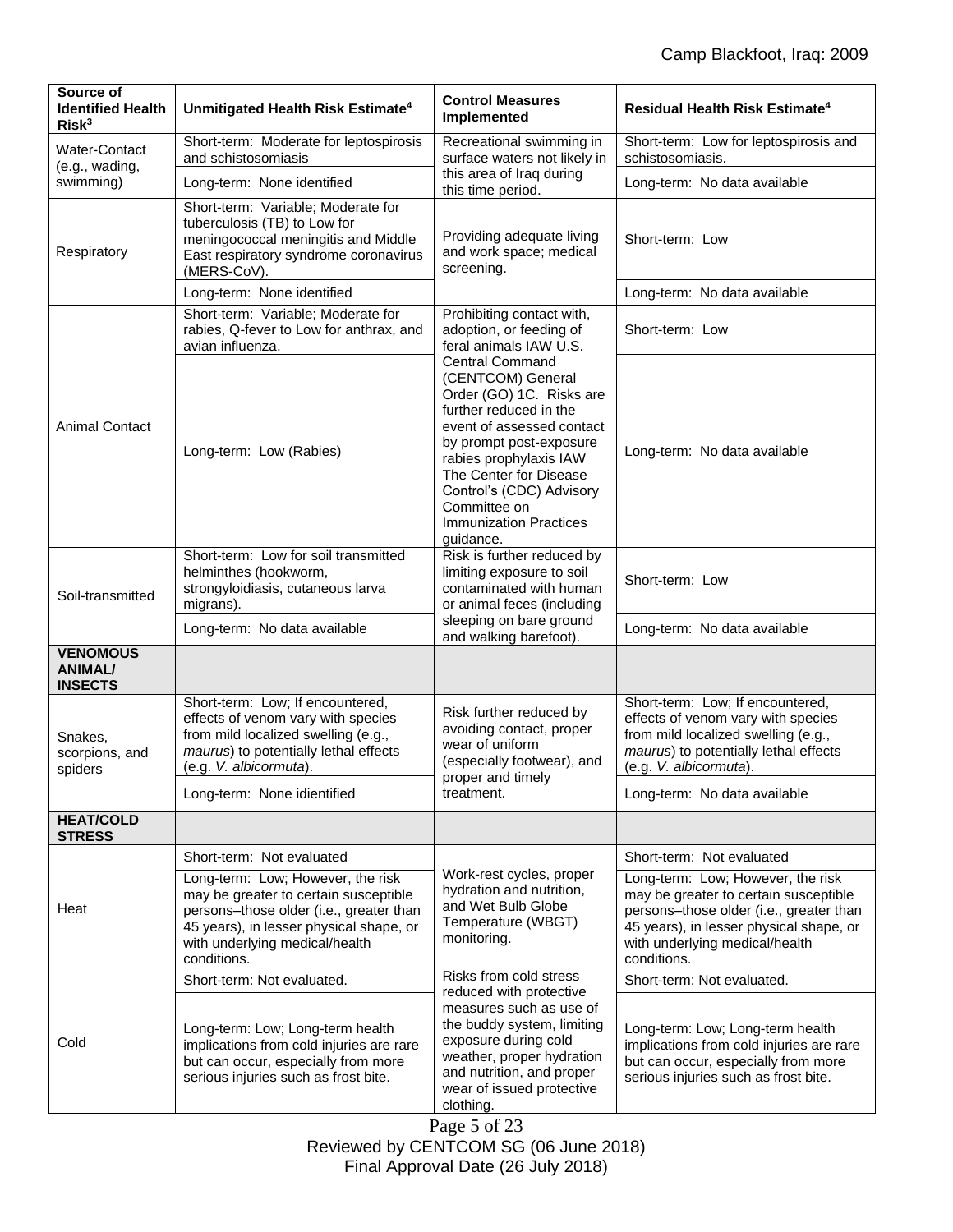| Source of Identified Health Risk[3] | Unmitigated Health Risk Estimate[4] | Control Measures Implemented | Residual Health Risk Estimate[4] |
|---|---|---|---|
| Water-Contact (e.g., wading, swimming) | Short-term: Moderate for leptospirosis and schistosomiasis | Recreational swimming in surface waters not likely in this area of Iraq during this time period. | Short-term: Low for leptospirosis and schistosomiasis. |
| | Long-term: None identified | | Long-term: No data available |
| Respiratory | Short-term: Variable; Moderate for tuberculosis (TB) to Low for meningococcal meningitis and Middle East respiratory syndrome coronavirus (MERS-CoV). | Providing adequate living and work space; medical screening. | Short-term: Low |
| | Long-term: None identified | | Long-term: No data available |
| Animal Contact | Short-term: Variable; Moderate for rabies, Q-fever to Low for anthrax, and avian influenza. | Prohibiting contact with, adoption, or feeding of feral animals IAW U.S. Central Command (CENTCOM) General Order (GO) 1C. Risks are further reduced in the event of assessed contact by prompt post-exposure rabies prophylaxis IAW The Center for Disease Control's (CDC) Advisory Committee on Immunization Practices guidance. | Short-term: Low |
| | Long-term: Low (Rabies) | | Long-term: No data available |
| Soil-transmitted | Short-term: Low for soil transmitted helminthes (hookworm, strongyloidiasis, cutaneous larva migrans). | Risk is further reduced by limiting exposure to soil contaminated with human or animal feces (including sleeping on bare ground and walking barefoot). | Short-term: Low |
| | Long-term: No data available | | Long-term: No data available |
| **VENOMOUS ANIMAL/ INSECTS** | | | |
| Snakes, scorpions, and spiders | Short-term: Low; If encountered, effects of venom vary with species from mild localized swelling (e.g., *maurus*) to potentially lethal effects (e.g. *V. albicormuta*). | Risk further reduced by avoiding contact, proper wear of uniform (especially footwear), and proper and timely treatment. | Short-term: Low; If encountered, effects of venom vary with species from mild localized swelling (e.g., *maurus*) to potentially lethal effects (e.g. *V. albicormuta*). |
| | Long-term: None idientified | | Long-term: No data available |
| **HEAT/COLD STRESS** | | | |
| Heat | Short-term: Not evaluated | Work-rest cycles, proper hydration and nutrition, and Wet Bulb Globe Temperature (WBGT) monitoring. | Short-term: Not evaluated |
| | Long-term: Low; However, the risk may be greater to certain susceptible persons–those older (i.e., greater than 45 years), in lesser physical shape, or with underlying medical/health conditions. | | Long-term: Low; However, the risk may be greater to certain susceptible persons–those older (i.e., greater than 45 years), in lesser physical shape, or with underlying medical/health conditions. |
| Cold | Short-term: Not evaluated. | Risks from cold stress reduced with protective measures such as use of the buddy system, limiting exposure during cold weather, proper hydration and nutrition, and proper wear of issued protective clothing. | Short-term: Not evaluated. |
| | Long-term: Low; Long-term health implications from cold injuries are rare but can occur, especially from more serious injuries such as frost bite. | | Long-term: Low; Long-term health implications from cold injuries are rare but can occur, especially from more serious injuries such as frost bite. |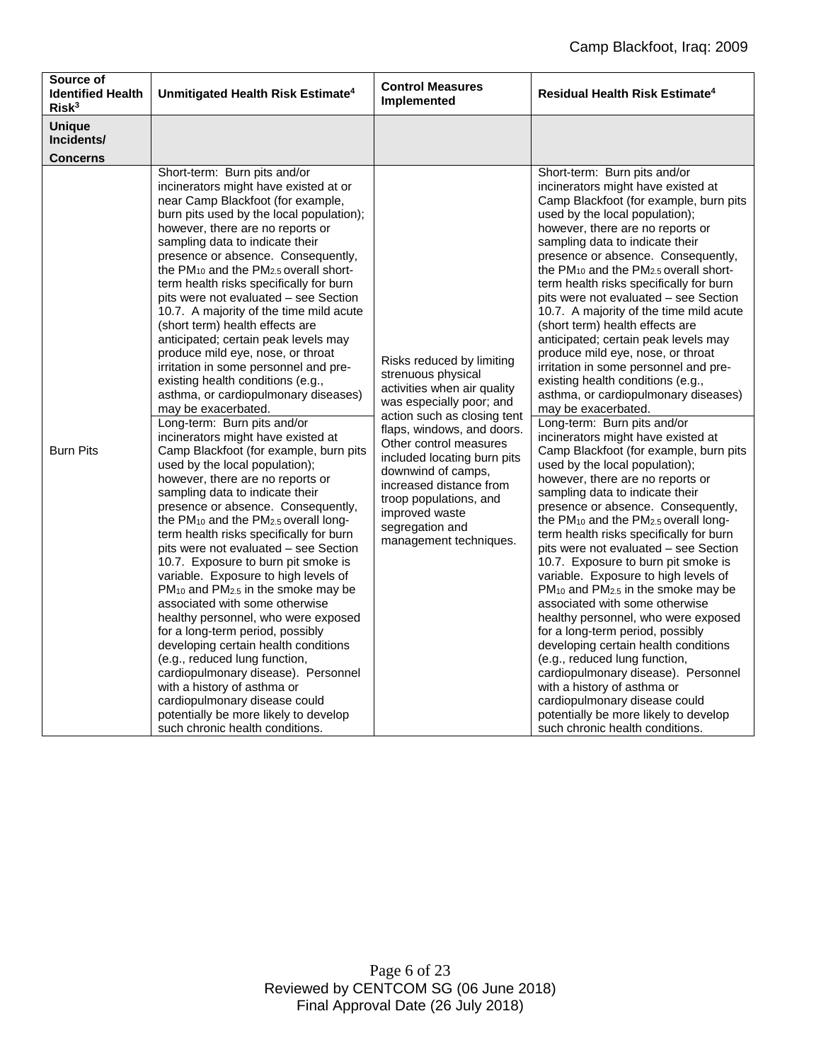| Source of Identified Health Risk[3] | Unmitigated Health Risk Estimate[4] | Control Measures Implemented | Residual Health Risk Estimate[4] |
|---|---|---|---|
| **Unique Incidents/ Concerns** | | | |
| Burn Pits | Short-term: Burn pits and/or incinerators might have existed at or near Camp Blackfoot (for example, burn pits used by the local population); however, there are no reports or sampling data to indicate their presence or absence. Consequently, the $PM_{10}$ and the $PM_{2.5}$ overall short-term health risks specifically for burn pits were not evaluated – see Section 10.7. A majority of the time mild acute (short term) health effects are anticipated; certain peak levels may produce mild eye, nose, or throat irritation in some personnel and pre-existing health conditions (e.g., asthma, or cardiopulmonary diseases) may be exacerbated.<br>Long-term: Burn pits and/or incinerators might have existed at Camp Blackfoot (for example, burn pits used by the local population); however, there are no reports or sampling data to indicate their presence or absence. Consequently, the $PM_{10}$ and the $PM_{2.5}$ overall long-term health risks specifically for burn pits were not evaluated – see Section 10.7. Exposure to burn pit smoke is variable. Exposure to high levels of $PM_{10}$ and $PM_{2.5}$ in the smoke may be associated with some otherwise healthy personnel, who were exposed for a long-term period, possibly developing certain health conditions (e.g., reduced lung function, cardiopulmonary disease). Personnel with a history of asthma or cardiopulmonary disease could potentially be more likely to develop such chronic health conditions. | Risks reduced by limiting strenuous physical activities when air quality was especially poor; and action such as closing tent flaps, windows, and doors. Other control measures included locating burn pits downwind of camps, increased distance from troop populations, and improved waste segregation and management techniques. | Short-term: Burn pits and/or incinerators might have existed at Camp Blackfoot (for example, burn pits used by the local population); however, there are no reports or sampling data to indicate their presence or absence. Consequently, the $PM_{10}$ and the $PM_{2.5}$ overall short-term health risks specifically for burn pits were not evaluated – see Section 10.7. A majority of the time mild acute (short term) health effects are anticipated; certain peak levels may produce mild eye, nose, or throat irritation in some personnel and pre-existing health conditions (e.g., asthma, or cardiopulmonary diseases) may be exacerbated.<br>Long-term: Burn pits and/or incinerators might have existed at Camp Blackfoot (for example, burn pits used by the local population); however, there are no reports or sampling data to indicate their presence or absence. Consequently, the $PM_{10}$ and the $PM_{2.5}$ overall long-term health risks specifically for burn pits were not evaluated – see Section 10.7. Exposure to burn pit smoke is variable. Exposure to high levels of $PM_{10}$ and $PM_{2.5}$ in the smoke may be associated with some otherwise healthy personnel, who were exposed for a long-term period, possibly developing certain health conditions (e.g., reduced lung function, cardiopulmonary disease). Personnel with a history of asthma or cardiopulmonary disease could potentially be more likely to develop such chronic health conditions. |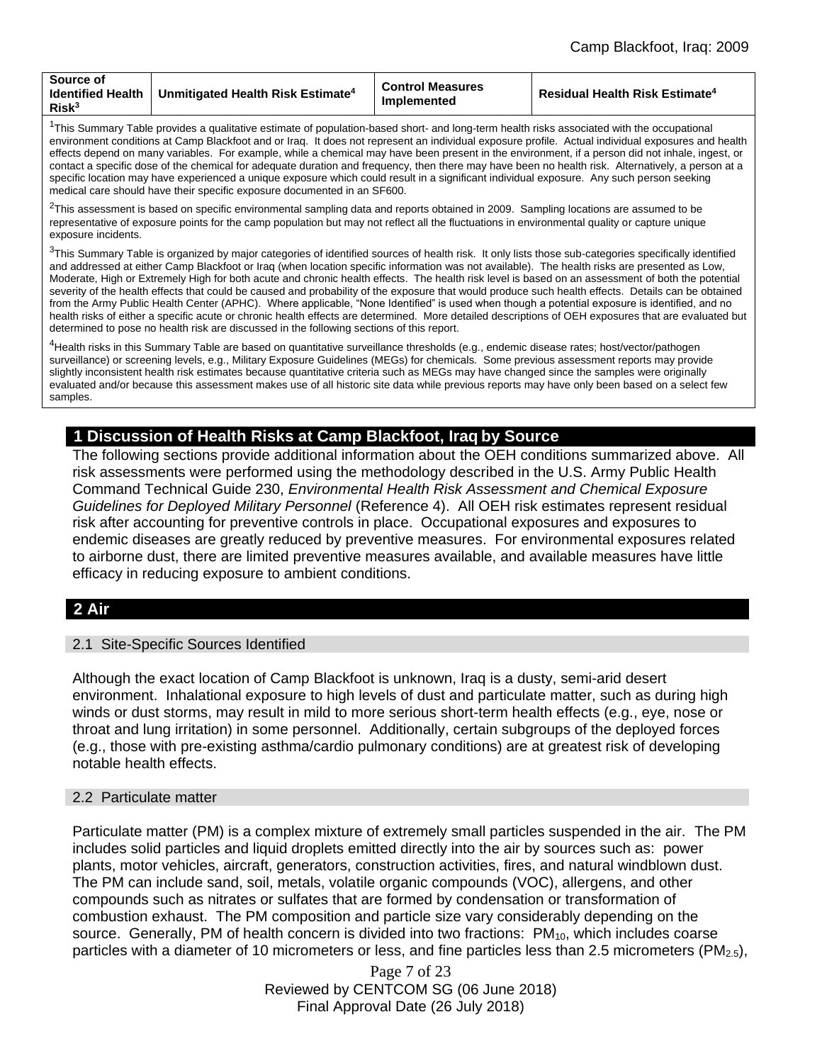| Source of Identified Health Risk[3] | Unmitigated Health Risk Estimate[4] | Control Measures Implemented | Residual Health Risk Estimate[4] |
|---|---|---|---|

[1]This Summary Table provides a qualitative estimate of population-based short- and long-term health risks associated with the occupational environment conditions at Camp Blackfoot or Iraq. It does not represent an individual exposure profile. Actual individual exposures and health effects depend on many variables. For example, while a chemical may have been present in the environment, if a person did not inhale, ingest, or contact a specific dose of the chemical for adequate duration and frequency, then there may have been no health risk. Alternatively, a person at a specific location may have experienced a unique exposure which could result in a significant individual exposure. Any such person seeking medical care should have their specific exposure documented in an SF600.

[2]This assessment is based on specific environmental sampling data and reports obtained in 2009. Sampling locations are assumed to be representative of exposure points for the camp population but may not reflect all the fluctuations in environmental quality or capture unique exposure incidents.

[3]This Summary Table is organized by major categories of identified sources of health risk. It only lists those sub-categories specifically identified and addressed at either Camp Blackfoot or Iraq (when location specific information was not available). The health risks are presented as Low, Moderate, High or Extremely High for both acute and chronic health effects. The health risk level is based on an assessment of both the potential severity of the health effects that could be caused and probability of the exposure that would produce such health effects. Details can be obtained from the Army Public Health Center (APHC). Where applicable, "None Identified" is used when though a potential exposure is identified, and no health risks of either a specific acute or chronic health effects are determined. More detailed descriptions of OEH exposures that are evaluated but determined to pose no health risk are discussed in the following sections of this report.

[4]Health risks in this Summary Table are based on quantitative surveillance thresholds (e.g., endemic disease rates; host/vector/pathogen surveillance) or screening levels, e.g., Military Exposure Guidelines (MEGs) for chemicals*.* Some previous assessment reports may provide slightly inconsistent health risk estimates because quantitative criteria such as MEGs may have changed since the samples were originally evaluated and/or because this assessment makes use of all historic site data while previous reports may have only been based on a select few samples.

## 1 Discussion of Health Risks at Camp Blackfoot, Iraq by Source

The following sections provide additional information about the OEH conditions summarized above. All risk assessments were performed using the methodology described in the U.S. Army Public Health Command Technical Guide 230, *Environmental Health Risk Assessment and Chemical Exposure Guidelines for Deployed Military Personnel* (Reference 4). All OEH risk estimates represent residual risk after accounting for preventive controls in place. Occupational exposures and exposures to endemic diseases are greatly reduced by preventive measures. For environmental exposures related to airborne dust, there are limited preventive measures available, and available measures have little efficacy in reducing exposure to ambient conditions.

## 2 Air

### 2.1 Site-Specific Sources Identified

Although the exact location of Camp Blackfoot is unknown, Iraq is a dusty, semi-arid desert environment. Inhalational exposure to high levels of dust and particulate matter, such as during high winds or dust storms, may result in mild to more serious short-term health effects (e.g., eye, nose or throat and lung irritation) in some personnel. Additionally, certain subgroups of the deployed forces (e.g., those with pre-existing asthma/cardio pulmonary conditions) are at greatest risk of developing notable health effects.

### 2.2 Particulate matter

Particulate matter (PM) is a complex mixture of extremely small particles suspended in the air. The PM includes solid particles and liquid droplets emitted directly into the air by sources such as: power plants, motor vehicles, aircraft, generators, construction activities, fires, and natural windblown dust. The PM can include sand, soil, metals, volatile organic compounds (VOC), allergens, and other compounds such as nitrates or sulfates that are formed by condensation or transformation of combustion exhaust. The PM composition and particle size vary considerably depending on the source. Generally, PM of health concern is divided into two fractions: $PM_{10}$, which includes coarse particles with a diameter of 10 micrometers or less, and fine particles less than 2.5 micrometers ($PM_{2.5}$),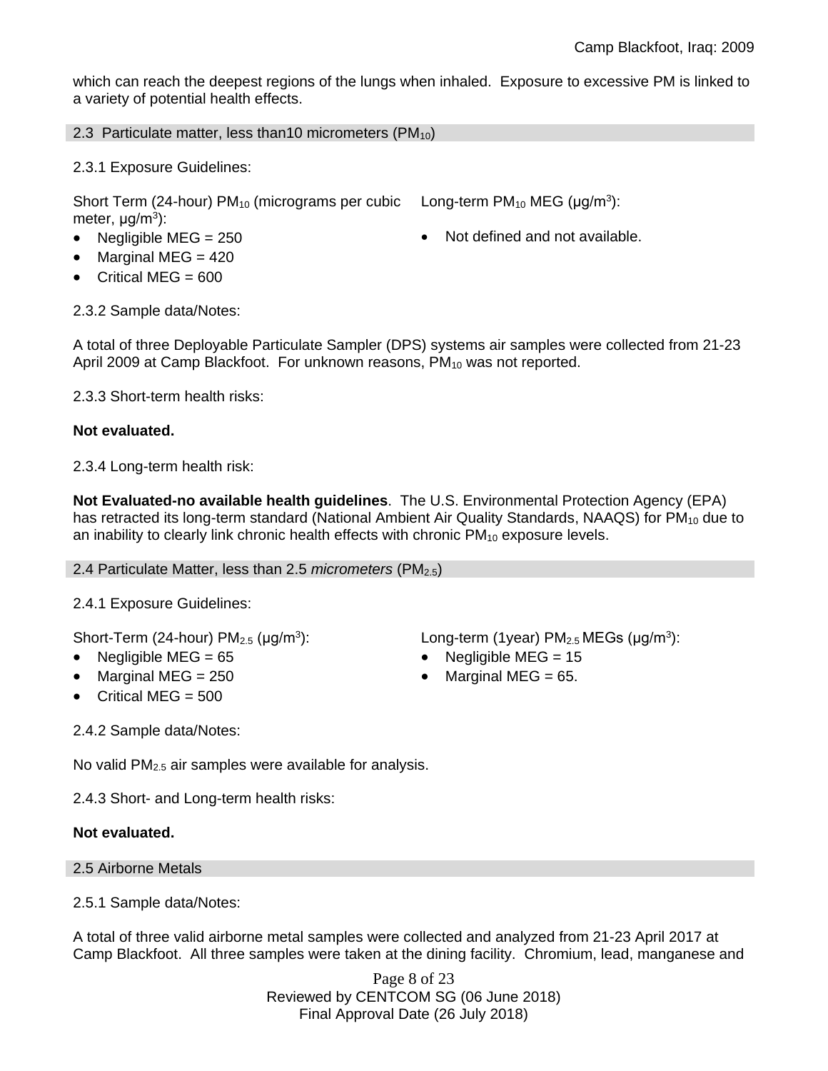which can reach the deepest regions of the lungs when inhaled. Exposure to excessive PM is linked to a variety of potential health effects.

## 2.3 Particulate matter, less than10 micrometers ($PM_{10}$)

2.3.1 Exposure Guidelines:

Short Term (24-hour) $PM_{10}$ (micrograms per cubic meter, μg/m$^3$):

- Negligible MEG = 250
- Marginal MEG = 420
- Critical MEG = 600

Long-term $PM_{10}$ MEG (μg/m$^3$):

- Not defined and not available.

2.3.2 Sample data/Notes:

A total of three Deployable Particulate Sampler (DPS) systems air samples were collected from 21-23 April 2009 at Camp Blackfoot. For unknown reasons, $PM_{10}$ was not reported.

2.3.3 Short-term health risks:

**Not evaluated.**

2.3.4 Long-term health risk:

**Not Evaluated-no available health guidelines**. The U.S. Environmental Protection Agency (EPA) has retracted its long-term standard (National Ambient Air Quality Standards, NAAQS) for $PM_{10}$ due to an inability to clearly link chronic health effects with chronic $PM_{10}$ exposure levels.

## 2.4 Particulate Matter, less than 2.5 *micrometers* ($PM_{2.5}$)

2.4.1 Exposure Guidelines:

Short-Term (24-hour) $PM_{2.5}$ (μg/m$^3$):

- Negligible MEG = 65
- Marginal MEG = 250
- Critical MEG = 500

Long-term (1year) $PM_{2.5}$ MEGs (μg/m$^3$):

- Negligible MEG = 15
- Marginal MEG = 65.

2.4.2 Sample data/Notes:

No valid $PM_{2.5}$ air samples were available for analysis.

2.4.3 Short- and Long-term health risks:

**Not evaluated.**

## 2.5 Airborne Metals

2.5.1 Sample data/Notes:

A total of three valid airborne metal samples were collected and analyzed from 21-23 April 2017 at Camp Blackfoot. All three samples were taken at the dining facility. Chromium, lead, manganese and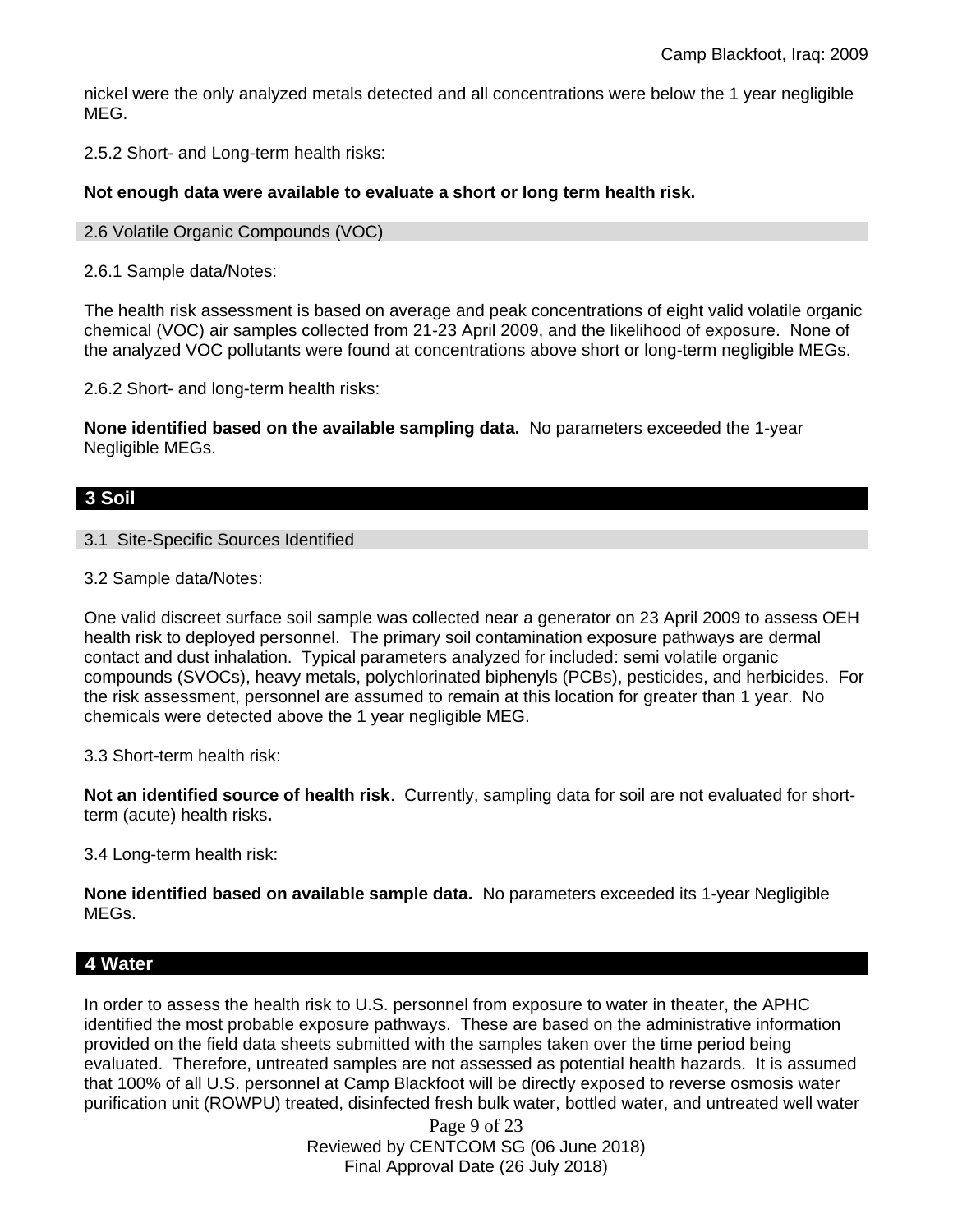nickel were the only analyzed metals detected and all concentrations were below the 1 year negligible MEG.

2.5.2 Short- and Long-term health risks:

**Not enough data were available to evaluate a short or long term health risk.**

### 2.6 Volatile Organic Compounds (VOC)

2.6.1 Sample data/Notes:

The health risk assessment is based on average and peak concentrations of eight valid volatile organic chemical (VOC) air samples collected from 21-23 April 2009, and the likelihood of exposure. None of the analyzed VOC pollutants were found at concentrations above short or long-term negligible MEGs.

2.6.2 Short- and long-term health risks:

**None identified based on the available sampling data.** No parameters exceeded the 1-year Negligible MEGs.

## 3 Soil

### 3.1 Site-Specific Sources Identified

3.2 Sample data/Notes:

One valid discreet surface soil sample was collected near a generator on 23 April 2009 to assess OEH health risk to deployed personnel. The primary soil contamination exposure pathways are dermal contact and dust inhalation. Typical parameters analyzed for included: semi volatile organic compounds (SVOCs), heavy metals, polychlorinated biphenyls (PCBs), pesticides, and herbicides. For the risk assessment, personnel are assumed to remain at this location for greater than 1 year. No chemicals were detected above the 1 year negligible MEG.

3.3 Short-term health risk:

**Not an identified source of health risk**. Currently, sampling data for soil are not evaluated for short-term (acute) health risks**.**

3.4 Long-term health risk:

**None identified based on available sample data.** No parameters exceeded its 1-year Negligible MEGs.

## 4 Water

In order to assess the health risk to U.S. personnel from exposure to water in theater, the APHC identified the most probable exposure pathways. These are based on the administrative information provided on the field data sheets submitted with the samples taken over the time period being evaluated. Therefore, untreated samples are not assessed as potential health hazards. It is assumed that 100% of all U.S. personnel at Camp Blackfoot will be directly exposed to reverse osmosis water purification unit (ROWPU) treated, disinfected fresh bulk water, bottled water, and untreated well water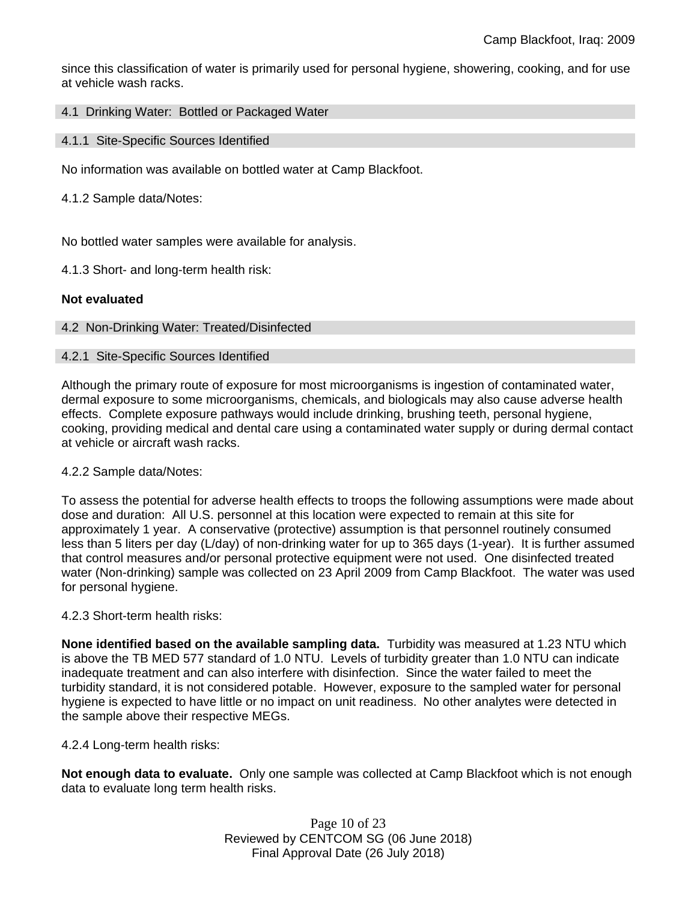since this classification of water is primarily used for personal hygiene, showering, cooking, and for use at vehicle wash racks.

### 4.1 Drinking Water: Bottled or Packaged Water

#### 4.1.1 Site-Specific Sources Identified

No information was available on bottled water at Camp Blackfoot.

4.1.2 Sample data/Notes:

No bottled water samples were available for analysis.

4.1.3 Short- and long-term health risk:

**Not evaluated**

### 4.2 Non-Drinking Water: Treated/Disinfected

#### 4.2.1 Site-Specific Sources Identified

Although the primary route of exposure for most microorganisms is ingestion of contaminated water, dermal exposure to some microorganisms, chemicals, and biologicals may also cause adverse health effects. Complete exposure pathways would include drinking, brushing teeth, personal hygiene, cooking, providing medical and dental care using a contaminated water supply or during dermal contact at vehicle or aircraft wash racks.

4.2.2 Sample data/Notes:

To assess the potential for adverse health effects to troops the following assumptions were made about dose and duration: All U.S. personnel at this location were expected to remain at this site for approximately 1 year. A conservative (protective) assumption is that personnel routinely consumed less than 5 liters per day (L/day) of non-drinking water for up to 365 days (1-year). It is further assumed that control measures and/or personal protective equipment were not used. One disinfected treated water (Non-drinking) sample was collected on 23 April 2009 from Camp Blackfoot. The water was used for personal hygiene.

4.2.3 Short-term health risks:

**None identified based on the available sampling data.** Turbidity was measured at 1.23 NTU which is above the TB MED 577 standard of 1.0 NTU. Levels of turbidity greater than 1.0 NTU can indicate inadequate treatment and can also interfere with disinfection. Since the water failed to meet the turbidity standard, it is not considered potable. However, exposure to the sampled water for personal hygiene is expected to have little or no impact on unit readiness. No other analytes were detected in the sample above their respective MEGs.

4.2.4 Long-term health risks:

**Not enough data to evaluate.** Only one sample was collected at Camp Blackfoot which is not enough data to evaluate long term health risks.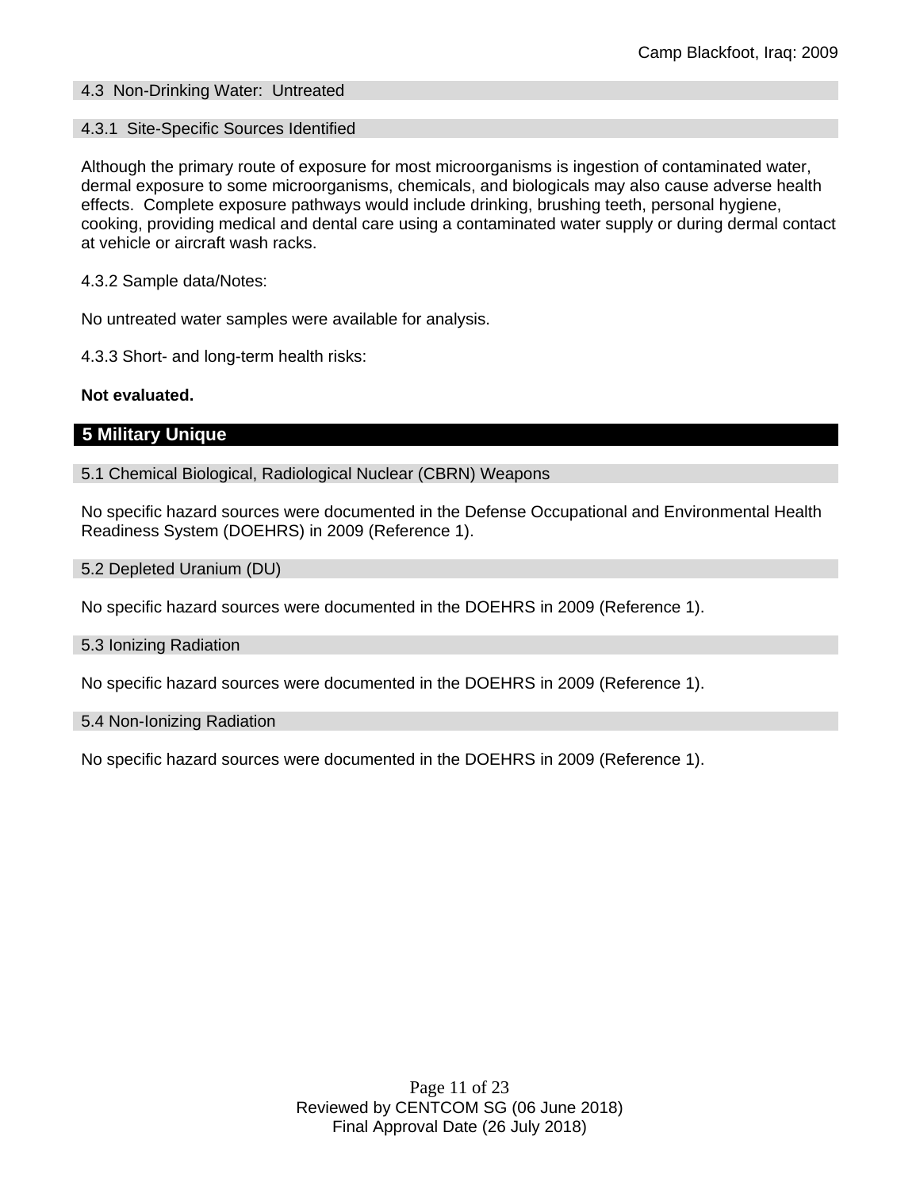### 4.3 Non-Drinking Water: Untreated

#### 4.3.1 Site-Specific Sources Identified

Although the primary route of exposure for most microorganisms is ingestion of contaminated water, dermal exposure to some microorganisms, chemicals, and biologicals may also cause adverse health effects. Complete exposure pathways would include drinking, brushing teeth, personal hygiene, cooking, providing medical and dental care using a contaminated water supply or during dermal contact at vehicle or aircraft wash racks.

4.3.2 Sample data/Notes:

No untreated water samples were available for analysis.

4.3.3 Short- and long-term health risks:

**Not evaluated.**

## 5 Military Unique

### 5.1 Chemical Biological, Radiological Nuclear (CBRN) Weapons

No specific hazard sources were documented in the Defense Occupational and Environmental Health Readiness System (DOEHRS) in 2009 (Reference 1).

### 5.2 Depleted Uranium (DU)

No specific hazard sources were documented in the DOEHRS in 2009 (Reference 1).

### 5.3 Ionizing Radiation

No specific hazard sources were documented in the DOEHRS in 2009 (Reference 1).

### 5.4 Non-Ionizing Radiation

No specific hazard sources were documented in the DOEHRS in 2009 (Reference 1).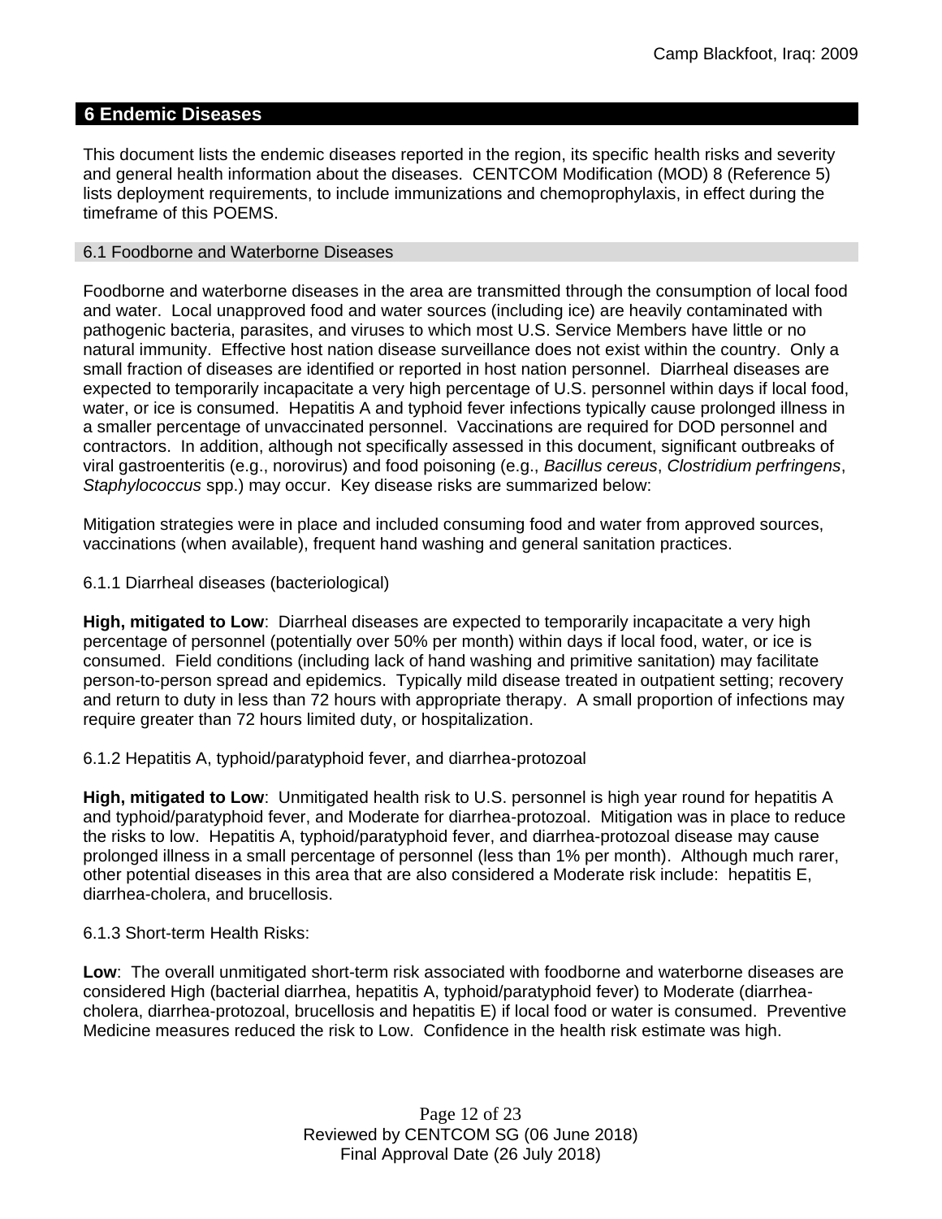## 6 Endemic Diseases

This document lists the endemic diseases reported in the region, its specific health risks and severity and general health information about the diseases. CENTCOM Modification (MOD) 8 (Reference 5) lists deployment requirements, to include immunizations and chemoprophylaxis, in effect during the timeframe of this POEMS.

### 6.1 Foodborne and Waterborne Diseases

Foodborne and waterborne diseases in the area are transmitted through the consumption of local food and water. Local unapproved food and water sources (including ice) are heavily contaminated with pathogenic bacteria, parasites, and viruses to which most U.S. Service Members have little or no natural immunity. Effective host nation disease surveillance does not exist within the country. Only a small fraction of diseases are identified or reported in host nation personnel. Diarrheal diseases are expected to temporarily incapacitate a very high percentage of U.S. personnel within days if local food, water, or ice is consumed. Hepatitis A and typhoid fever infections typically cause prolonged illness in a smaller percentage of unvaccinated personnel. Vaccinations are required for DOD personnel and contractors. In addition, although not specifically assessed in this document, significant outbreaks of viral gastroenteritis (e.g., norovirus) and food poisoning (e.g., *Bacillus cereus*, *Clostridium perfringens*, *Staphylococcus* spp.) may occur. Key disease risks are summarized below:

Mitigation strategies were in place and included consuming food and water from approved sources, vaccinations (when available), frequent hand washing and general sanitation practices.

#### 6.1.1 Diarrheal diseases (bacteriological)

**High, mitigated to Low**: Diarrheal diseases are expected to temporarily incapacitate a very high percentage of personnel (potentially over 50% per month) within days if local food, water, or ice is consumed. Field conditions (including lack of hand washing and primitive sanitation) may facilitate person-to-person spread and epidemics. Typically mild disease treated in outpatient setting; recovery and return to duty in less than 72 hours with appropriate therapy. A small proportion of infections may require greater than 72 hours limited duty, or hospitalization.

#### 6.1.2 Hepatitis A, typhoid/paratyphoid fever, and diarrhea-protozoal

**High, mitigated to Low**: Unmitigated health risk to U.S. personnel is high year round for hepatitis A and typhoid/paratyphoid fever, and Moderate for diarrhea-protozoal. Mitigation was in place to reduce the risks to low. Hepatitis A, typhoid/paratyphoid fever, and diarrhea-protozoal disease may cause prolonged illness in a small percentage of personnel (less than 1% per month). Although much rarer, other potential diseases in this area that are also considered a Moderate risk include: hepatitis E, diarrhea-cholera, and brucellosis.

#### 6.1.3 Short-term Health Risks:

**Low**: The overall unmitigated short-term risk associated with foodborne and waterborne diseases are considered High (bacterial diarrhea, hepatitis A, typhoid/paratyphoid fever) to Moderate (diarrhea-cholera, diarrhea-protozoal, brucellosis and hepatitis E) if local food or water is consumed. Preventive Medicine measures reduced the risk to Low. Confidence in the health risk estimate was high.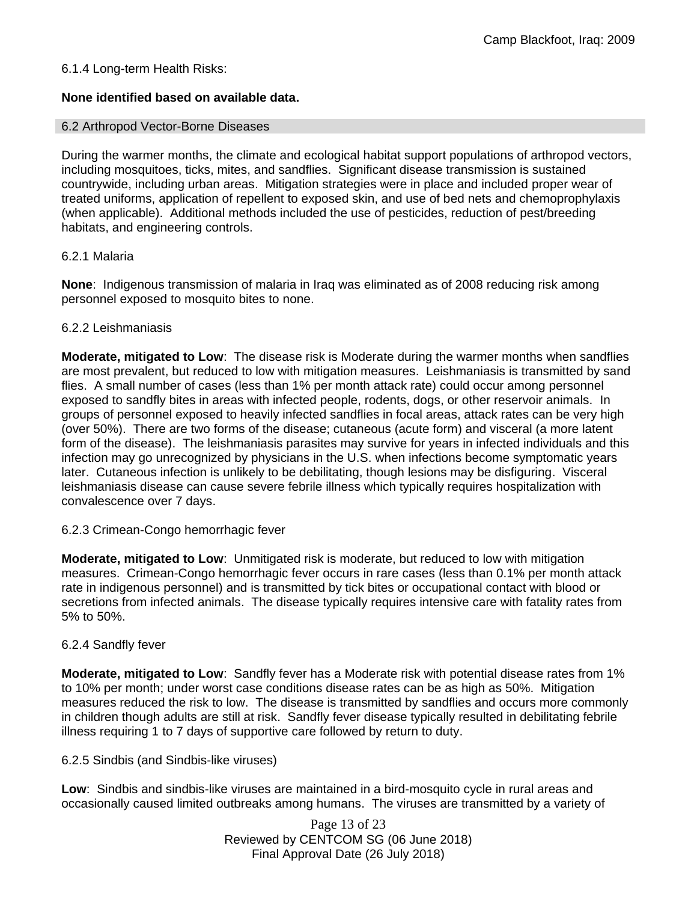6.1.4 Long-term Health Risks:

**None identified based on available data.**

## 6.2 Arthropod Vector-Borne Diseases

During the warmer months, the climate and ecological habitat support populations of arthropod vectors, including mosquitoes, ticks, mites, and sandflies. Significant disease transmission is sustained countrywide, including urban areas. Mitigation strategies were in place and included proper wear of treated uniforms, application of repellent to exposed skin, and use of bed nets and chemoprophylaxis (when applicable). Additional methods included the use of pesticides, reduction of pest/breeding habitats, and engineering controls.

### 6.2.1 Malaria

**None**: Indigenous transmission of malaria in Iraq was eliminated as of 2008 reducing risk among personnel exposed to mosquito bites to none.

### 6.2.2 Leishmaniasis

**Moderate, mitigated to Low**: The disease risk is Moderate during the warmer months when sandflies are most prevalent, but reduced to low with mitigation measures. Leishmaniasis is transmitted by sand flies. A small number of cases (less than 1% per month attack rate) could occur among personnel exposed to sandfly bites in areas with infected people, rodents, dogs, or other reservoir animals. In groups of personnel exposed to heavily infected sandflies in focal areas, attack rates can be very high (over 50%). There are two forms of the disease; cutaneous (acute form) and visceral (a more latent form of the disease). The leishmaniasis parasites may survive for years in infected individuals and this infection may go unrecognized by physicians in the U.S. when infections become symptomatic years later. Cutaneous infection is unlikely to be debilitating, though lesions may be disfiguring. Visceral leishmaniasis disease can cause severe febrile illness which typically requires hospitalization with convalescence over 7 days.

### 6.2.3 Crimean-Congo hemorrhagic fever

**Moderate, mitigated to Low**: Unmitigated risk is moderate, but reduced to low with mitigation measures. Crimean-Congo hemorrhagic fever occurs in rare cases (less than 0.1% per month attack rate in indigenous personnel) and is transmitted by tick bites or occupational contact with blood or secretions from infected animals. The disease typically requires intensive care with fatality rates from 5% to 50%.

### 6.2.4 Sandfly fever

**Moderate, mitigated to Low**: Sandfly fever has a Moderate risk with potential disease rates from 1% to 10% per month; under worst case conditions disease rates can be as high as 50%. Mitigation measures reduced the risk to low. The disease is transmitted by sandflies and occurs more commonly in children though adults are still at risk. Sandfly fever disease typically resulted in debilitating febrile illness requiring 1 to 7 days of supportive care followed by return to duty.

### 6.2.5 Sindbis (and Sindbis-like viruses)

**Low**: Sindbis and sindbis-like viruses are maintained in a bird-mosquito cycle in rural areas and occasionally caused limited outbreaks among humans. The viruses are transmitted by a variety of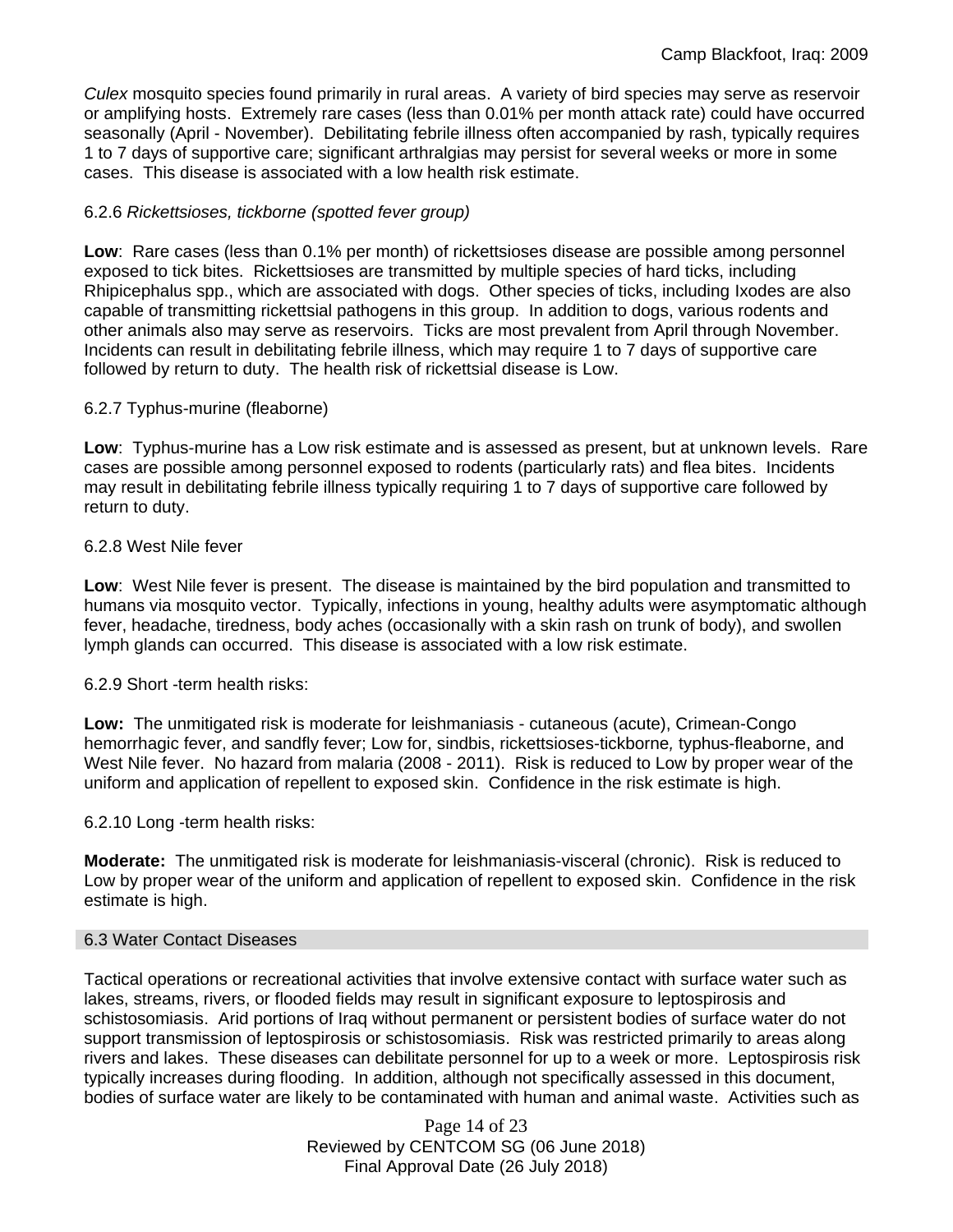*Culex* mosquito species found primarily in rural areas. A variety of bird species may serve as reservoir or amplifying hosts. Extremely rare cases (less than 0.01% per month attack rate) could have occurred seasonally (April - November). Debilitating febrile illness often accompanied by rash, typically requires 1 to 7 days of supportive care; significant arthralgias may persist for several weeks or more in some cases. This disease is associated with a low health risk estimate.

6.2.6 *Rickettsioses, tickborne (spotted fever group)*

**Low**: Rare cases (less than 0.1% per month) of rickettsioses disease are possible among personnel exposed to tick bites. Rickettsioses are transmitted by multiple species of hard ticks, including Rhipicephalus spp., which are associated with dogs. Other species of ticks, including Ixodes are also capable of transmitting rickettsial pathogens in this group. In addition to dogs, various rodents and other animals also may serve as reservoirs. Ticks are most prevalent from April through November. Incidents can result in debilitating febrile illness, which may require 1 to 7 days of supportive care followed by return to duty. The health risk of rickettsial disease is Low.

6.2.7 Typhus-murine (fleaborne)

**Low**: Typhus-murine has a Low risk estimate and is assessed as present, but at unknown levels. Rare cases are possible among personnel exposed to rodents (particularly rats) and flea bites. Incidents may result in debilitating febrile illness typically requiring 1 to 7 days of supportive care followed by return to duty.

6.2.8 West Nile fever

**Low**: West Nile fever is present. The disease is maintained by the bird population and transmitted to humans via mosquito vector. Typically, infections in young, healthy adults were asymptomatic although fever, headache, tiredness, body aches (occasionally with a skin rash on trunk of body), and swollen lymph glands can occurred. This disease is associated with a low risk estimate.

6.2.9 Short -term health risks:

**Low:** The unmitigated risk is moderate for leishmaniasis - cutaneous (acute), Crimean-Congo hemorrhagic fever, and sandfly fever; Low for, sindbis, rickettsioses-tickborne*,* typhus-fleaborne, and West Nile fever. No hazard from malaria (2008 - 2011). Risk is reduced to Low by proper wear of the uniform and application of repellent to exposed skin. Confidence in the risk estimate is high.

6.2.10 Long -term health risks:

**Moderate:** The unmitigated risk is moderate for leishmaniasis-visceral (chronic). Risk is reduced to Low by proper wear of the uniform and application of repellent to exposed skin. Confidence in the risk estimate is high.

## 6.3 Water Contact Diseases

Tactical operations or recreational activities that involve extensive contact with surface water such as lakes, streams, rivers, or flooded fields may result in significant exposure to leptospirosis and schistosomiasis. Arid portions of Iraq without permanent or persistent bodies of surface water do not support transmission of leptospirosis or schistosomiasis. Risk was restricted primarily to areas along rivers and lakes. These diseases can debilitate personnel for up to a week or more. Leptospirosis risk typically increases during flooding. In addition, although not specifically assessed in this document, bodies of surface water are likely to be contaminated with human and animal waste. Activities such as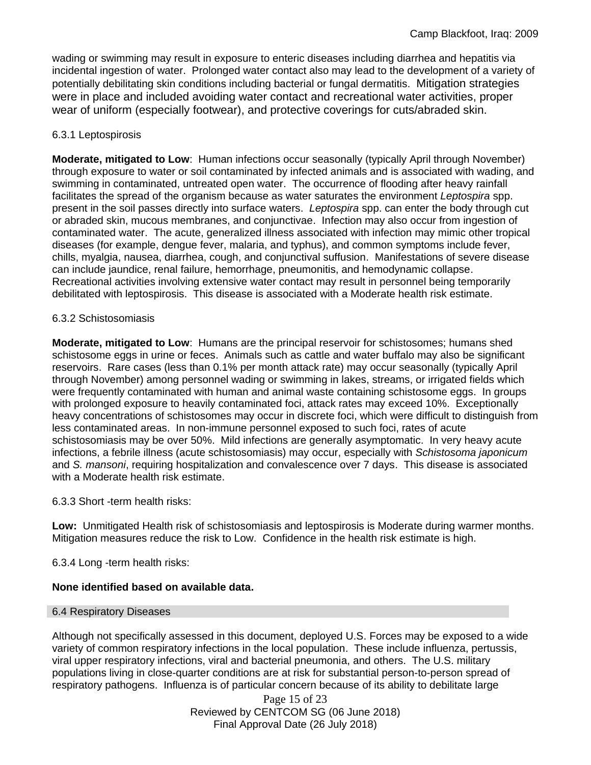wading or swimming may result in exposure to enteric diseases including diarrhea and hepatitis via incidental ingestion of water. Prolonged water contact also may lead to the development of a variety of potentially debilitating skin conditions including bacterial or fungal dermatitis. Mitigation strategies were in place and included avoiding water contact and recreational water activities, proper wear of uniform (especially footwear), and protective coverings for cuts/abraded skin.

#### 6.3.1 Leptospirosis

**Moderate, mitigated to Low**: Human infections occur seasonally (typically April through November) through exposure to water or soil contaminated by infected animals and is associated with wading, and swimming in contaminated, untreated open water. The occurrence of flooding after heavy rainfall facilitates the spread of the organism because as water saturates the environment *Leptospira* spp. present in the soil passes directly into surface waters. *Leptospira* spp. can enter the body through cut or abraded skin, mucous membranes, and conjunctivae. Infection may also occur from ingestion of contaminated water. The acute, generalized illness associated with infection may mimic other tropical diseases (for example, dengue fever, malaria, and typhus), and common symptoms include fever, chills, myalgia, nausea, diarrhea, cough, and conjunctival suffusion. Manifestations of severe disease can include jaundice, renal failure, hemorrhage, pneumonitis, and hemodynamic collapse. Recreational activities involving extensive water contact may result in personnel being temporarily debilitated with leptospirosis. This disease is associated with a Moderate health risk estimate.

#### 6.3.2 Schistosomiasis

**Moderate, mitigated to Low**: Humans are the principal reservoir for schistosomes; humans shed schistosome eggs in urine or feces. Animals such as cattle and water buffalo may also be significant reservoirs. Rare cases (less than 0.1% per month attack rate) may occur seasonally (typically April through November) among personnel wading or swimming in lakes, streams, or irrigated fields which were frequently contaminated with human and animal waste containing schistosome eggs. In groups with prolonged exposure to heavily contaminated foci, attack rates may exceed 10%. Exceptionally heavy concentrations of schistosomes may occur in discrete foci, which were difficult to distinguish from less contaminated areas. In non-immune personnel exposed to such foci, rates of acute schistosomiasis may be over 50%. Mild infections are generally asymptomatic. In very heavy acute infections, a febrile illness (acute schistosomiasis) may occur, especially with *Schistosoma japonicum* and *S. mansoni*, requiring hospitalization and convalescence over 7 days. This disease is associated with a Moderate health risk estimate.

#### 6.3.3 Short -term health risks:

**Low:** Unmitigated Health risk of schistosomiasis and leptospirosis is Moderate during warmer months. Mitigation measures reduce the risk to Low. Confidence in the health risk estimate is high.

#### 6.3.4 Long -term health risks:

**None identified based on available data.**

### 6.4 Respiratory Diseases

Although not specifically assessed in this document, deployed U.S. Forces may be exposed to a wide variety of common respiratory infections in the local population. These include influenza, pertussis, viral upper respiratory infections, viral and bacterial pneumonia, and others. The U.S. military populations living in close-quarter conditions are at risk for substantial person-to-person spread of respiratory pathogens. Influenza is of particular concern because of its ability to debilitate large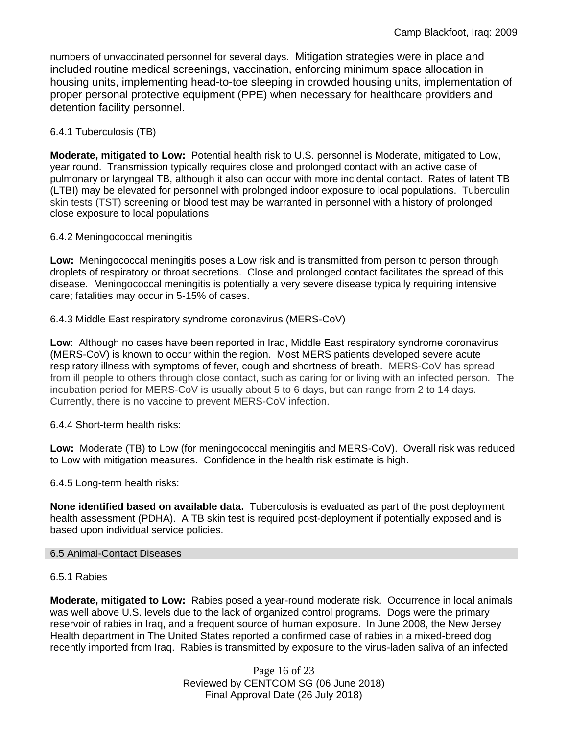numbers of unvaccinated personnel for several days. Mitigation strategies were in place and included routine medical screenings, vaccination, enforcing minimum space allocation in housing units, implementing head-to-toe sleeping in crowded housing units, implementation of proper personal protective equipment (PPE) when necessary for healthcare providers and detention facility personnel.

6.4.1 Tuberculosis (TB)

**Moderate, mitigated to Low:** Potential health risk to U.S. personnel is Moderate, mitigated to Low, year round. Transmission typically requires close and prolonged contact with an active case of pulmonary or laryngeal TB, although it also can occur with more incidental contact. Rates of latent TB (LTBI) may be elevated for personnel with prolonged indoor exposure to local populations. Tuberculin skin tests (TST) screening or blood test may be warranted in personnel with a history of prolonged close exposure to local populations

6.4.2 Meningococcal meningitis

**Low:** Meningococcal meningitis poses a Low risk and is transmitted from person to person through droplets of respiratory or throat secretions. Close and prolonged contact facilitates the spread of this disease. Meningococcal meningitis is potentially a very severe disease typically requiring intensive care; fatalities may occur in 5-15% of cases.

6.4.3 Middle East respiratory syndrome coronavirus (MERS-CoV)

**Low**: Although no cases have been reported in Iraq, Middle East respiratory syndrome coronavirus (MERS-CoV) is known to occur within the region. Most MERS patients developed severe acute respiratory illness with symptoms of fever, cough and shortness of breath. MERS-CoV has spread from ill people to others through close contact, such as caring for or living with an infected person. The incubation period for MERS-CoV is usually about 5 to 6 days, but can range from 2 to 14 days. Currently, there is no vaccine to prevent MERS-CoV infection.

6.4.4 Short-term health risks:

**Low:** Moderate (TB) to Low (for meningococcal meningitis and MERS-CoV). Overall risk was reduced to Low with mitigation measures. Confidence in the health risk estimate is high.

6.4.5 Long-term health risks:

**None identified based on available data.** Tuberculosis is evaluated as part of the post deployment health assessment (PDHA). A TB skin test is required post-deployment if potentially exposed and is based upon individual service policies.

## 6.5 Animal-Contact Diseases

6.5.1 Rabies

**Moderate, mitigated to Low:** Rabies posed a year-round moderate risk. Occurrence in local animals was well above U.S. levels due to the lack of organized control programs. Dogs were the primary reservoir of rabies in Iraq, and a frequent source of human exposure. In June 2008, the New Jersey Health department in The United States reported a confirmed case of rabies in a mixed-breed dog recently imported from Iraq. Rabies is transmitted by exposure to the virus-laden saliva of an infected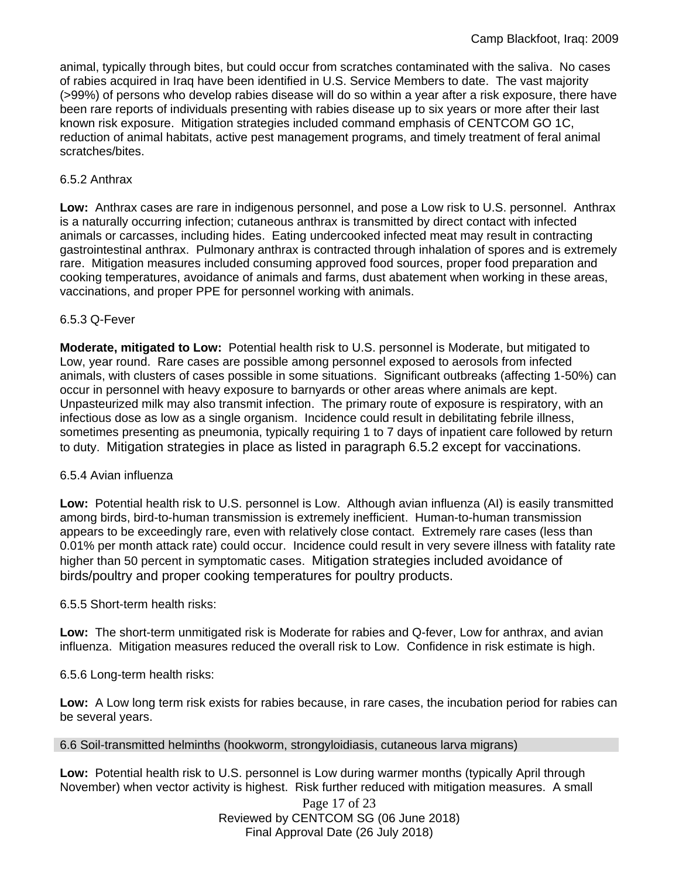animal, typically through bites, but could occur from scratches contaminated with the saliva. No cases of rabies acquired in Iraq have been identified in U.S. Service Members to date. The vast majority (>99%) of persons who develop rabies disease will do so within a year after a risk exposure, there have been rare reports of individuals presenting with rabies disease up to six years or more after their last known risk exposure. Mitigation strategies included command emphasis of CENTCOM GO 1C, reduction of animal habitats, active pest management programs, and timely treatment of feral animal scratches/bites.

6.5.2 Anthrax

**Low:** Anthrax cases are rare in indigenous personnel, and pose a Low risk to U.S. personnel. Anthrax is a naturally occurring infection; cutaneous anthrax is transmitted by direct contact with infected animals or carcasses, including hides. Eating undercooked infected meat may result in contracting gastrointestinal anthrax. Pulmonary anthrax is contracted through inhalation of spores and is extremely rare. Mitigation measures included consuming approved food sources, proper food preparation and cooking temperatures, avoidance of animals and farms, dust abatement when working in these areas, vaccinations, and proper PPE for personnel working with animals.

6.5.3 Q-Fever

**Moderate, mitigated to Low:** Potential health risk to U.S. personnel is Moderate, but mitigated to Low, year round. Rare cases are possible among personnel exposed to aerosols from infected animals, with clusters of cases possible in some situations. Significant outbreaks (affecting 1-50%) can occur in personnel with heavy exposure to barnyards or other areas where animals are kept. Unpasteurized milk may also transmit infection. The primary route of exposure is respiratory, with an infectious dose as low as a single organism. Incidence could result in debilitating febrile illness, sometimes presenting as pneumonia, typically requiring 1 to 7 days of inpatient care followed by return to duty. Mitigation strategies in place as listed in paragraph 6.5.2 except for vaccinations.

6.5.4 Avian influenza

**Low:** Potential health risk to U.S. personnel is Low. Although avian influenza (AI) is easily transmitted among birds, bird-to-human transmission is extremely inefficient. Human-to-human transmission appears to be exceedingly rare, even with relatively close contact. Extremely rare cases (less than 0.01% per month attack rate) could occur. Incidence could result in very severe illness with fatality rate higher than 50 percent in symptomatic cases. Mitigation strategies included avoidance of birds/poultry and proper cooking temperatures for poultry products.

6.5.5 Short-term health risks:

**Low:** The short-term unmitigated risk is Moderate for rabies and Q-fever, Low for anthrax, and avian influenza. Mitigation measures reduced the overall risk to Low. Confidence in risk estimate is high.

6.5.6 Long-term health risks:

**Low:** A Low long term risk exists for rabies because, in rare cases, the incubation period for rabies can be several years.

## 6.6 Soil-transmitted helminths (hookworm, strongyloidiasis, cutaneous larva migrans)

**Low:** Potential health risk to U.S. personnel is Low during warmer months (typically April through November) when vector activity is highest. Risk further reduced with mitigation measures. A small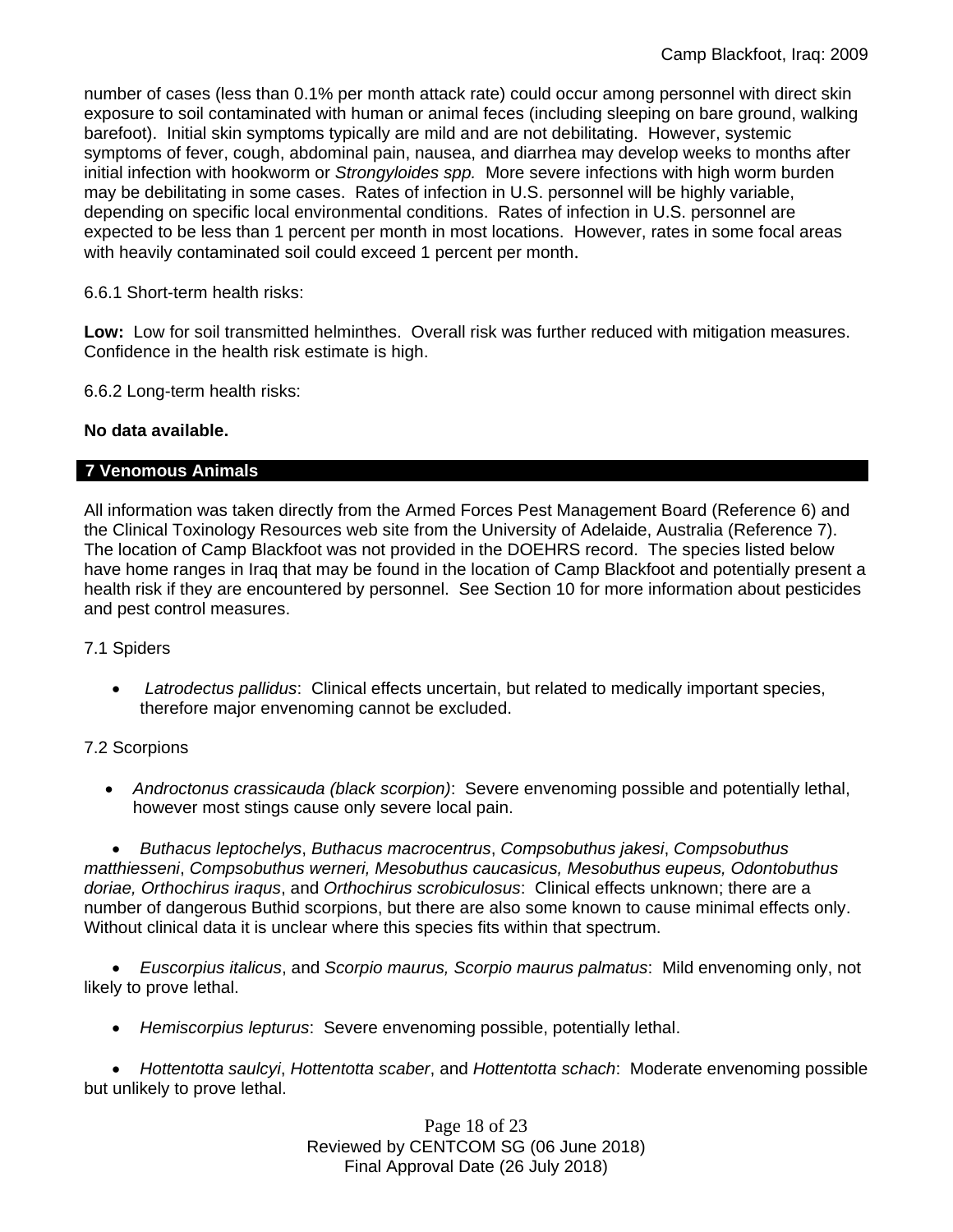number of cases (less than 0.1% per month attack rate) could occur among personnel with direct skin exposure to soil contaminated with human or animal feces (including sleeping on bare ground, walking barefoot). Initial skin symptoms typically are mild and are not debilitating. However, systemic symptoms of fever, cough, abdominal pain, nausea, and diarrhea may develop weeks to months after initial infection with hookworm or *Strongyloides spp.* More severe infections with high worm burden may be debilitating in some cases. Rates of infection in U.S. personnel will be highly variable, depending on specific local environmental conditions. Rates of infection in U.S. personnel are expected to be less than 1 percent per month in most locations. However, rates in some focal areas with heavily contaminated soil could exceed 1 percent per month.

6.6.1 Short-term health risks:

**Low:** Low for soil transmitted helminthes. Overall risk was further reduced with mitigation measures. Confidence in the health risk estimate is high.

6.6.2 Long-term health risks:

**No data available.**

## 7 Venomous Animals

All information was taken directly from the Armed Forces Pest Management Board (Reference 6) and the Clinical Toxinology Resources web site from the University of Adelaide, Australia (Reference 7). The location of Camp Blackfoot was not provided in the DOEHRS record. The species listed below have home ranges in Iraq that may be found in the location of Camp Blackfoot and potentially present a health risk if they are encountered by personnel. See Section 10 for more information about pesticides and pest control measures.

7.1 Spiders

- *Latrodectus pallidus*: Clinical effects uncertain, but related to medically important species, therefore major envenoming cannot be excluded.

7.2 Scorpions

- *Androctonus crassicauda (black scorpion)*: Severe envenoming possible and potentially lethal, however most stings cause only severe local pain.
- *Buthacus leptochelys*, *Buthacus macrocentrus*, *Compsobuthus jakesi*, *Compsobuthus matthiesseni*, *Compsobuthus werneri, Mesobuthus caucasicus, Mesobuthus eupeus, Odontobuthus doriae, Orthochirus iraqus*, and *Orthochirus scrobiculosus*: Clinical effects unknown; there are a number of dangerous Buthid scorpions, but there are also some known to cause minimal effects only. Without clinical data it is unclear where this species fits within that spectrum.
- *Euscorpius italicus*, and *Scorpio maurus, Scorpio maurus palmatus*: Mild envenoming only, not likely to prove lethal.
- *Hemiscorpius lepturus*: Severe envenoming possible, potentially lethal.
- *Hottentotta saulcyi*, *Hottentotta scaber*, and *Hottentotta schach*: Moderate envenoming possible but unlikely to prove lethal.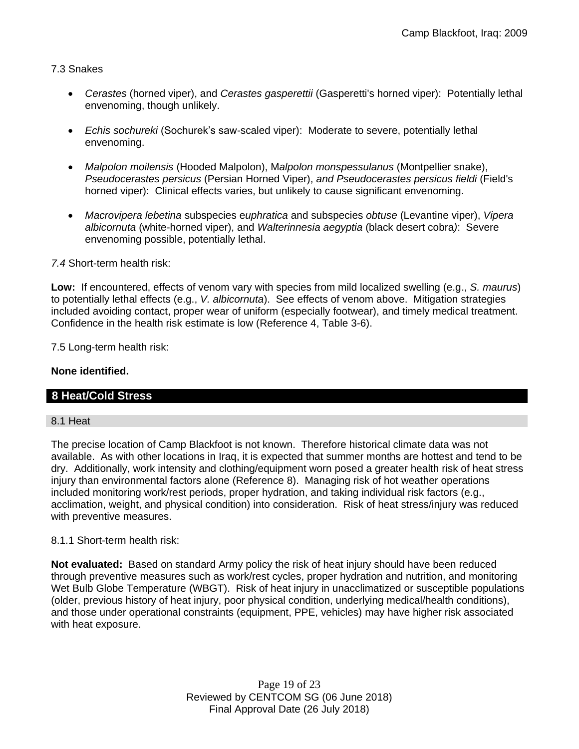7.3 Snakes

- *Cerastes* (horned viper), and *Cerastes gasperettii* (Gasperetti's horned viper): Potentially lethal envenoming, though unlikely.

- *Echis sochureki* (Sochurek's saw-scaled viper): Moderate to severe, potentially lethal envenoming.

- *Malpolon moilensis* (Hooded Malpolon), M*alpolon monspessulanus* (Montpellier snake), *Pseudocerastes persicus* (Persian Horned Viper), *and Pseudocerastes persicus fieldi* (Field's horned viper): Clinical effects varies, but unlikely to cause significant envenoming.

- *Macrovipera lebetina* subspecies e*uphratica* and subspecies *obtuse* (Levantine viper), *Vipera albicornuta* (white-horned viper), and *Walterinnesia aegyptia* (black desert cobra*)*: Severe envenoming possible, potentially lethal.

*7.4* Short-term health risk:

**Low:** If encountered, effects of venom vary with species from mild localized swelling (e.g., *S. maurus*) to potentially lethal effects (e.g., *V. albicornuta*). See effects of venom above. Mitigation strategies included avoiding contact, proper wear of uniform (especially footwear), and timely medical treatment. Confidence in the health risk estimate is low (Reference 4, Table 3-6).

7.5 Long-term health risk:

**None identified.**

## 8 Heat/Cold Stress

### 8.1 Heat

The precise location of Camp Blackfoot is not known. Therefore historical climate data was not available. As with other locations in Iraq, it is expected that summer months are hottest and tend to be dry. Additionally, work intensity and clothing/equipment worn posed a greater health risk of heat stress injury than environmental factors alone (Reference 8). Managing risk of hot weather operations included monitoring work/rest periods, proper hydration, and taking individual risk factors (e.g., acclimation, weight, and physical condition) into consideration. Risk of heat stress/injury was reduced with preventive measures.

8.1.1 Short-term health risk:

**Not evaluated:** Based on standard Army policy the risk of heat injury should have been reduced through preventive measures such as work/rest cycles, proper hydration and nutrition, and monitoring Wet Bulb Globe Temperature (WBGT). Risk of heat injury in unacclimatized or susceptible populations (older, previous history of heat injury, poor physical condition, underlying medical/health conditions), and those under operational constraints (equipment, PPE, vehicles) may have higher risk associated with heat exposure.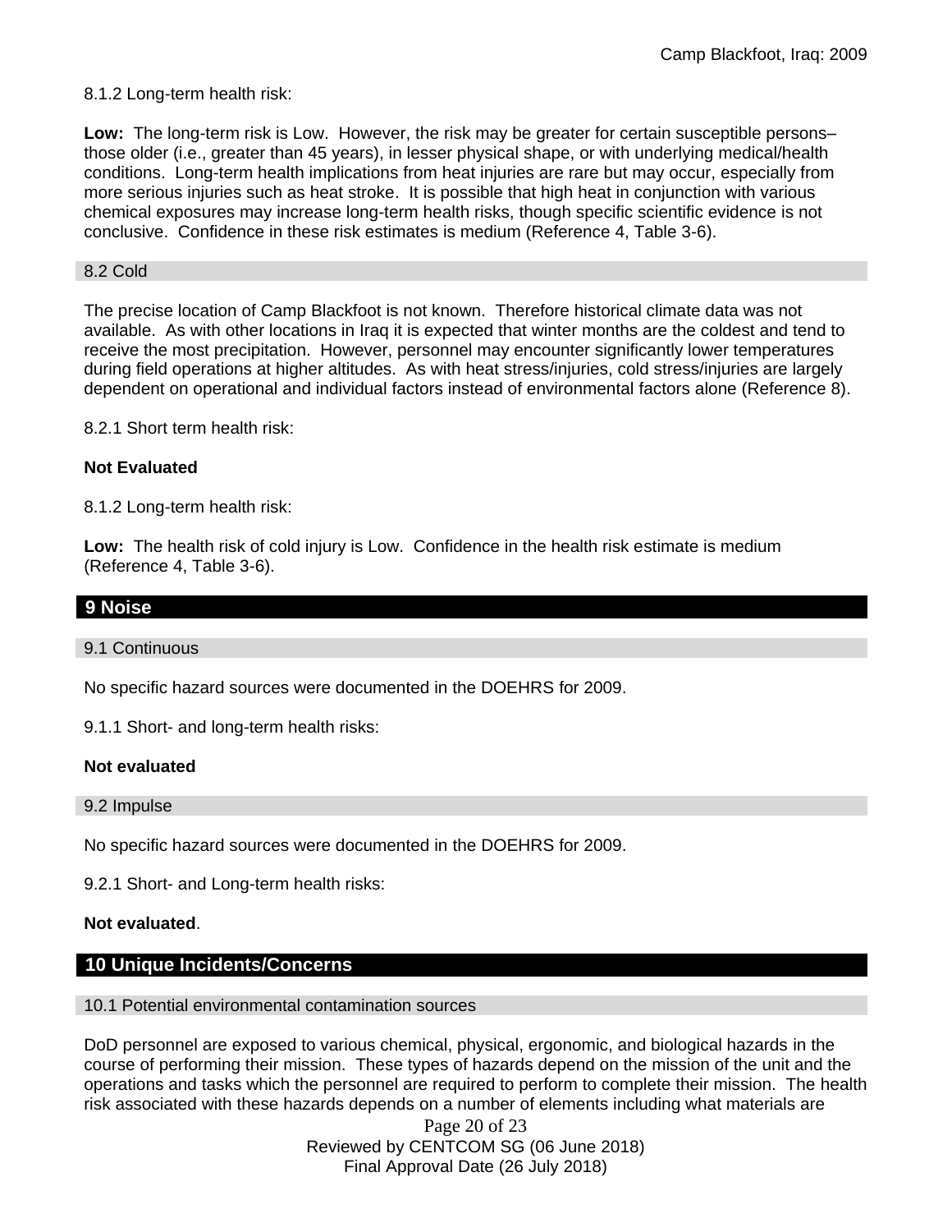8.1.2 Long-term health risk:

**Low:** The long-term risk is Low. However, the risk may be greater for certain susceptible persons– those older (i.e., greater than 45 years), in lesser physical shape, or with underlying medical/health conditions. Long-term health implications from heat injuries are rare but may occur, especially from more serious injuries such as heat stroke. It is possible that high heat in conjunction with various chemical exposures may increase long-term health risks, though specific scientific evidence is not conclusive. Confidence in these risk estimates is medium (Reference 4, Table 3-6).

### 8.2 Cold

The precise location of Camp Blackfoot is not known. Therefore historical climate data was not available. As with other locations in Iraq it is expected that winter months are the coldest and tend to receive the most precipitation. However, personnel may encounter significantly lower temperatures during field operations at higher altitudes. As with heat stress/injuries, cold stress/injuries are largely dependent on operational and individual factors instead of environmental factors alone (Reference 8).

8.2.1 Short term health risk:

**Not Evaluated**

8.1.2 Long-term health risk:

**Low:** The health risk of cold injury is Low. Confidence in the health risk estimate is medium (Reference 4, Table 3-6).

## 9 Noise

### 9.1 Continuous

No specific hazard sources were documented in the DOEHRS for 2009.

9.1.1 Short- and long-term health risks:

**Not evaluated**

### 9.2 Impulse

No specific hazard sources were documented in the DOEHRS for 2009.

9.2.1 Short- and Long-term health risks:

**Not evaluated**.

## 10 Unique Incidents/Concerns

### 10.1 Potential environmental contamination sources

DoD personnel are exposed to various chemical, physical, ergonomic, and biological hazards in the course of performing their mission. These types of hazards depend on the mission of the unit and the operations and tasks which the personnel are required to perform to complete their mission. The health risk associated with these hazards depends on a number of elements including what materials are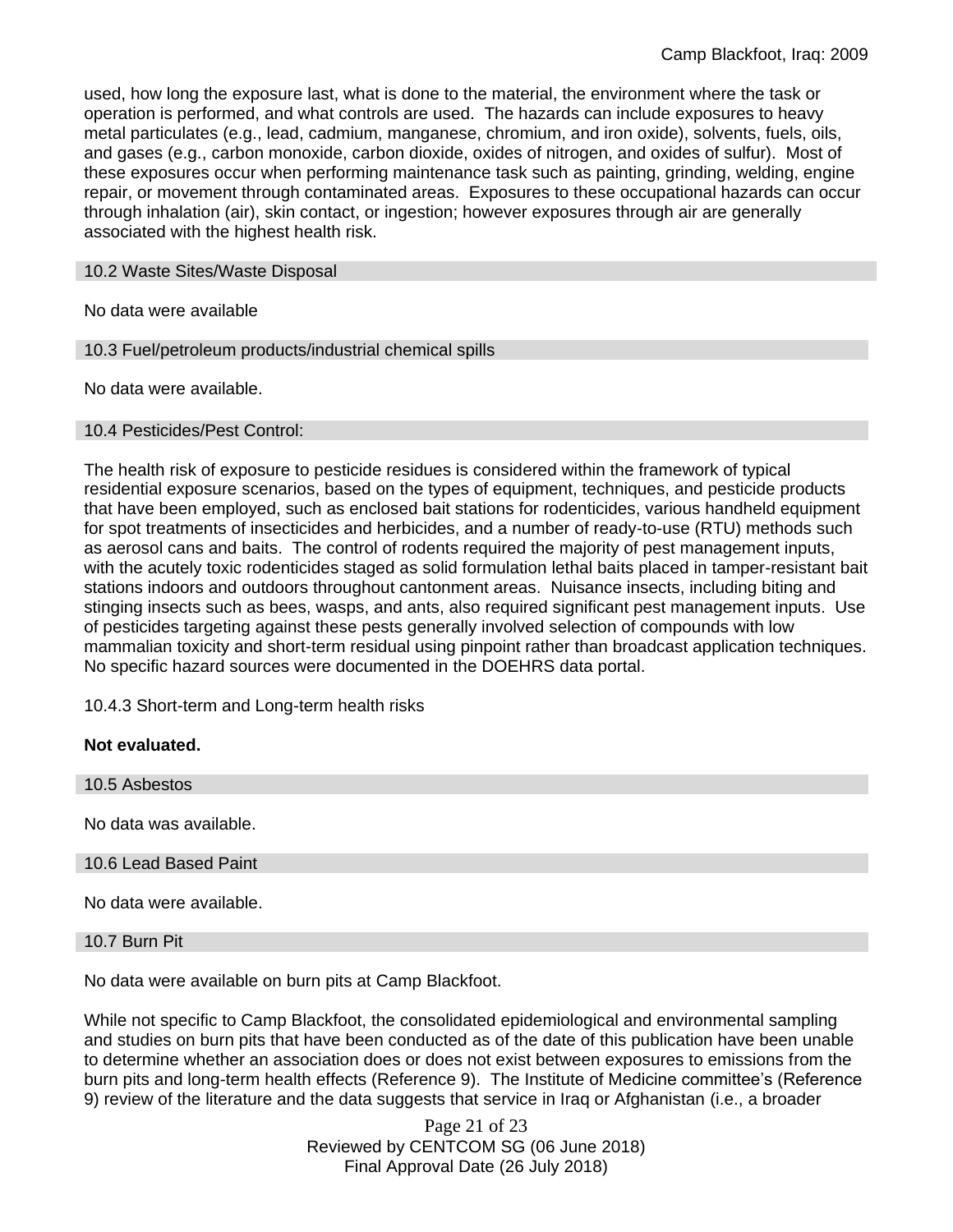used, how long the exposure last, what is done to the material, the environment where the task or operation is performed, and what controls are used. The hazards can include exposures to heavy metal particulates (e.g., lead, cadmium, manganese, chromium, and iron oxide), solvents, fuels, oils, and gases (e.g., carbon monoxide, carbon dioxide, oxides of nitrogen, and oxides of sulfur). Most of these exposures occur when performing maintenance task such as painting, grinding, welding, engine repair, or movement through contaminated areas. Exposures to these occupational hazards can occur through inhalation (air), skin contact, or ingestion; however exposures through air are generally associated with the highest health risk.

## 10.2 Waste Sites/Waste Disposal

No data were available

## 10.3 Fuel/petroleum products/industrial chemical spills

No data were available.

## 10.4 Pesticides/Pest Control:

The health risk of exposure to pesticide residues is considered within the framework of typical residential exposure scenarios, based on the types of equipment, techniques, and pesticide products that have been employed, such as enclosed bait stations for rodenticides, various handheld equipment for spot treatments of insecticides and herbicides, and a number of ready-to-use (RTU) methods such as aerosol cans and baits. The control of rodents required the majority of pest management inputs, with the acutely toxic rodenticides staged as solid formulation lethal baits placed in tamper-resistant bait stations indoors and outdoors throughout cantonment areas. Nuisance insects, including biting and stinging insects such as bees, wasps, and ants, also required significant pest management inputs. Use of pesticides targeting against these pests generally involved selection of compounds with low mammalian toxicity and short-term residual using pinpoint rather than broadcast application techniques. No specific hazard sources were documented in the DOEHRS data portal.

10.4.3 Short-term and Long-term health risks

**Not evaluated.**

## 10.5 Asbestos

No data was available.

## 10.6 Lead Based Paint

No data were available.

## 10.7 Burn Pit

No data were available on burn pits at Camp Blackfoot.

While not specific to Camp Blackfoot, the consolidated epidemiological and environmental sampling and studies on burn pits that have been conducted as of the date of this publication have been unable to determine whether an association does or does not exist between exposures to emissions from the burn pits and long-term health effects (Reference 9). The Institute of Medicine committee's (Reference 9) review of the literature and the data suggests that service in Iraq or Afghanistan (i.e., a broader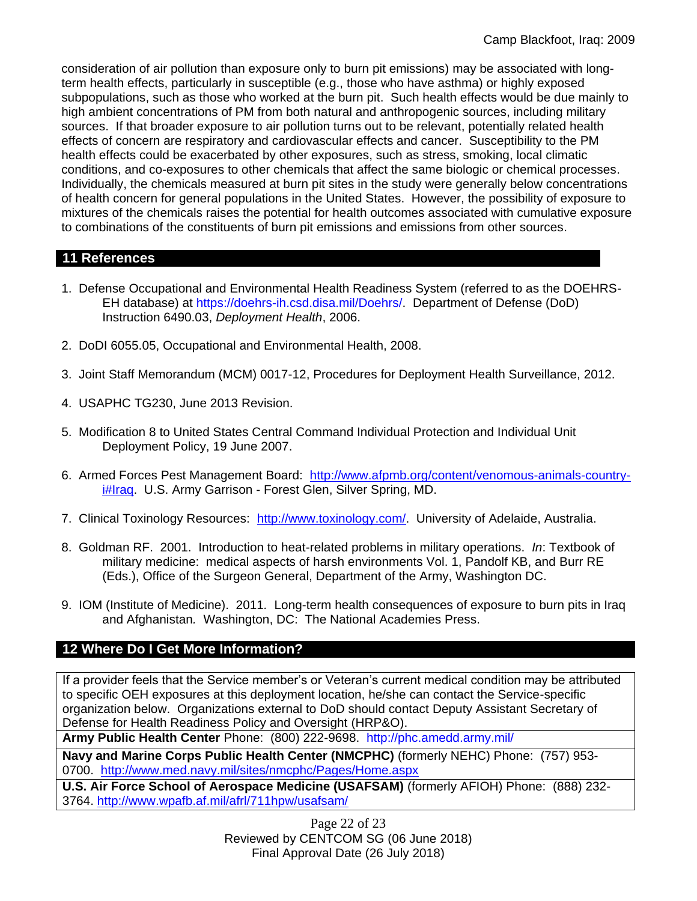consideration of air pollution than exposure only to burn pit emissions) may be associated with long-term health effects, particularly in susceptible (e.g., those who have asthma) or highly exposed subpopulations, such as those who worked at the burn pit. Such health effects would be due mainly to high ambient concentrations of PM from both natural and anthropogenic sources, including military sources. If that broader exposure to air pollution turns out to be relevant, potentially related health effects of concern are respiratory and cardiovascular effects and cancer. Susceptibility to the PM health effects could be exacerbated by other exposures, such as stress, smoking, local climatic conditions, and co-exposures to other chemicals that affect the same biologic or chemical processes. Individually, the chemicals measured at burn pit sites in the study were generally below concentrations of health concern for general populations in the United States. However, the possibility of exposure to mixtures of the chemicals raises the potential for health outcomes associated with cumulative exposure to combinations of the constituents of burn pit emissions and emissions from other sources.

## 11 References

1. Defense Occupational and Environmental Health Readiness System (referred to as the DOEHRS-EH database) at https://doehrs-ih.csd.disa.mil/Doehrs/. Department of Defense (DoD) Instruction 6490.03, *Deployment Health*, 2006.
2. DoDI 6055.05, Occupational and Environmental Health, 2008.
3. Joint Staff Memorandum (MCM) 0017-12, Procedures for Deployment Health Surveillance, 2012.
4. USAPHC TG230, June 2013 Revision.
5. Modification 8 to United States Central Command Individual Protection and Individual Unit Deployment Policy, 19 June 2007.
6. Armed Forces Pest Management Board: http://www.afpmb.org/content/venomous-animals-country-i#Iraq. U.S. Army Garrison - Forest Glen, Silver Spring, MD.
7. Clinical Toxinology Resources: http://www.toxinology.com/. University of Adelaide, Australia.
8. Goldman RF. 2001. Introduction to heat-related problems in military operations. *In*: Textbook of military medicine: medical aspects of harsh environments Vol. 1, Pandolf KB, and Burr RE (Eds.), Office of the Surgeon General, Department of the Army, Washington DC.
9. IOM (Institute of Medicine). 2011. Long-term health consequences of exposure to burn pits in Iraq and Afghanistan. Washington, DC: The National Academies Press.

## 12 Where Do I Get More Information?

| If a provider feels that the Service member's or Veteran's current medical condition may be attributed to specific OEH exposures at this deployment location, he/she can contact the Service-specific organization below. Organizations external to DoD should contact Deputy Assistant Secretary of Defense for Health Readiness Policy and Oversight (HRP&O). |
|---|
| **Army Public Health Center** Phone: (800) 222-9698. http://phc.amedd.army.mil/ |
| **Navy and Marine Corps Public Health Center (NMCPHC)** (formerly NEHC) Phone: (757) 953-0700. http://www.med.navy.mil/sites/nmcphc/Pages/Home.aspx |
| **U.S. Air Force School of Aerospace Medicine (USAFSAM)** (formerly AFIOH) Phone: (888) 232-3764. http://www.wpafb.af.mil/afrl/711hpw/usafsam/ |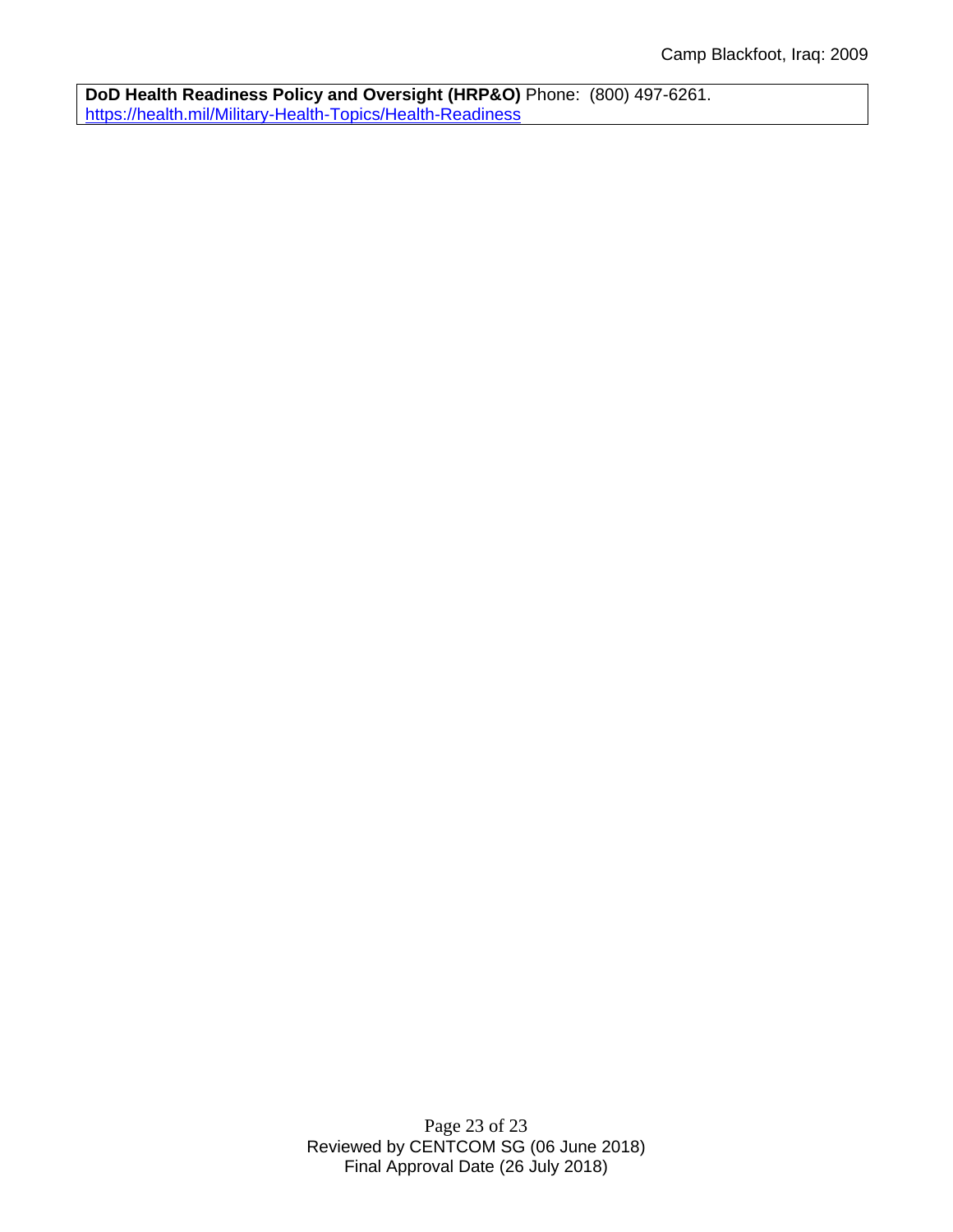**DoD Health Readiness Policy and Oversight (HRP&O)** Phone: (800) 497-6261. https://health.mil/Military-Health-Topics/Health-Readiness